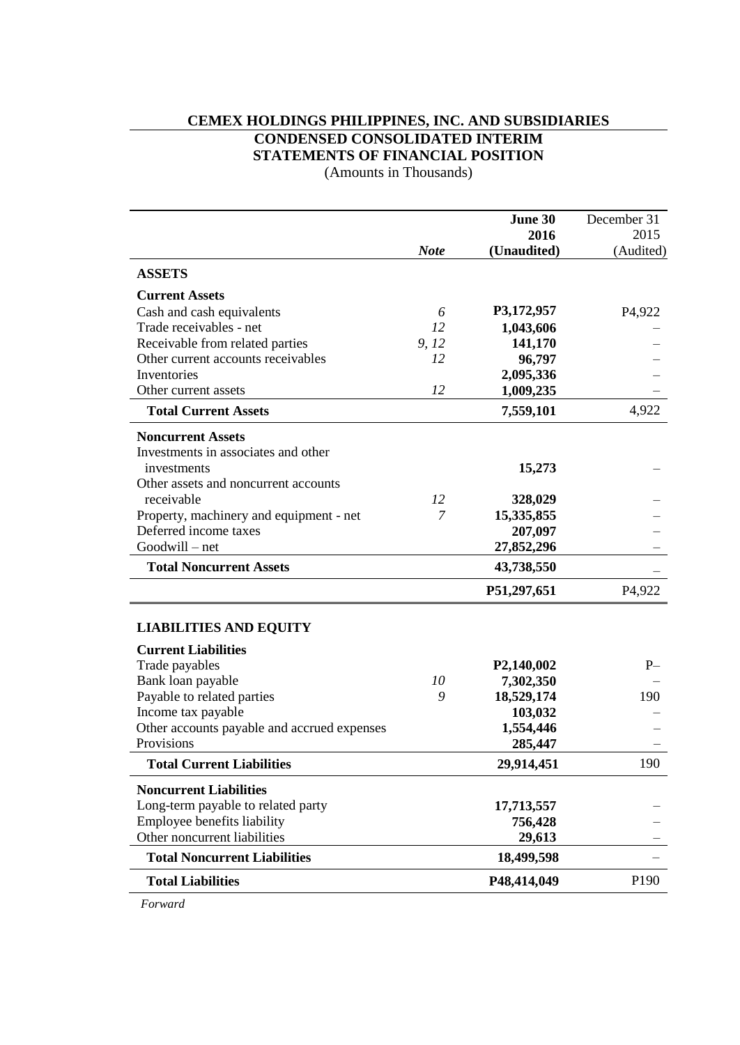# CEMEX HOLDINGS PHILIPPINES, INC. AND SUBSIDIARIES

## CONDENSED CONSOLIDATED INTERIM STATEMENTS OF FINANCIAL POSITION

(Amounts in Thousands)

| | *Note* | **June 30 2016 (Unaudited)** | December 31 2015 (Audited) |
|---|---|---|---|
| **ASSETS** | | | |
| **Current Assets** | | | |
| Cash and cash equivalents | 6 | **P3,172,957** | P4,922 |
| Trade receivables - net | 12 | **1,043,606** | – |
| Receivable from related parties | 9, 12 | **141,170** | – |
| Other current accounts receivables | 12 | **96,797** | – |
| Inventories | | **2,095,336** | – |
| Other current assets | 12 | **1,009,235** | – |
| **Total Current Assets** | | **7,559,101** | 4,922 |
| **Noncurrent Assets** | | | |
| Investments in associates and other investments | | **15,273** | – |
| Other assets and noncurrent accounts receivable | 12 | **328,029** | – |
| Property, machinery and equipment - net | 7 | **15,335,855** | – |
| Deferred income taxes | | **207,097** | – |
| Goodwill – net | | **27,852,296** | – |
| **Total Noncurrent Assets** | | **43,738,550** | – |
| | | **P51,297,651** | P4,922 |
| **LIABILITIES AND EQUITY** | | | |
| **Current Liabilities** | | | |
| Trade payables | | **P2,140,002** | P– |
| Bank loan payable | 10 | **7,302,350** | – |
| Payable to related parties | 9 | **18,529,174** | 190 |
| Income tax payable | | **103,032** | – |
| Other accounts payable and accrued expenses | | **1,554,446** | – |
| Provisions | | **285,447** | – |
| **Total Current Liabilities** | | **29,914,451** | 190 |
| **Noncurrent Liabilities** | | | |
| Long-term payable to related party | | **17,713,557** | – |
| Employee benefits liability | | **756,428** | – |
| Other noncurrent liabilities | | **29,613** | – |
| **Total Noncurrent Liabilities** | | **18,499,598** | – |
| **Total Liabilities** | | **P48,414,049** | P190 |

*Forward*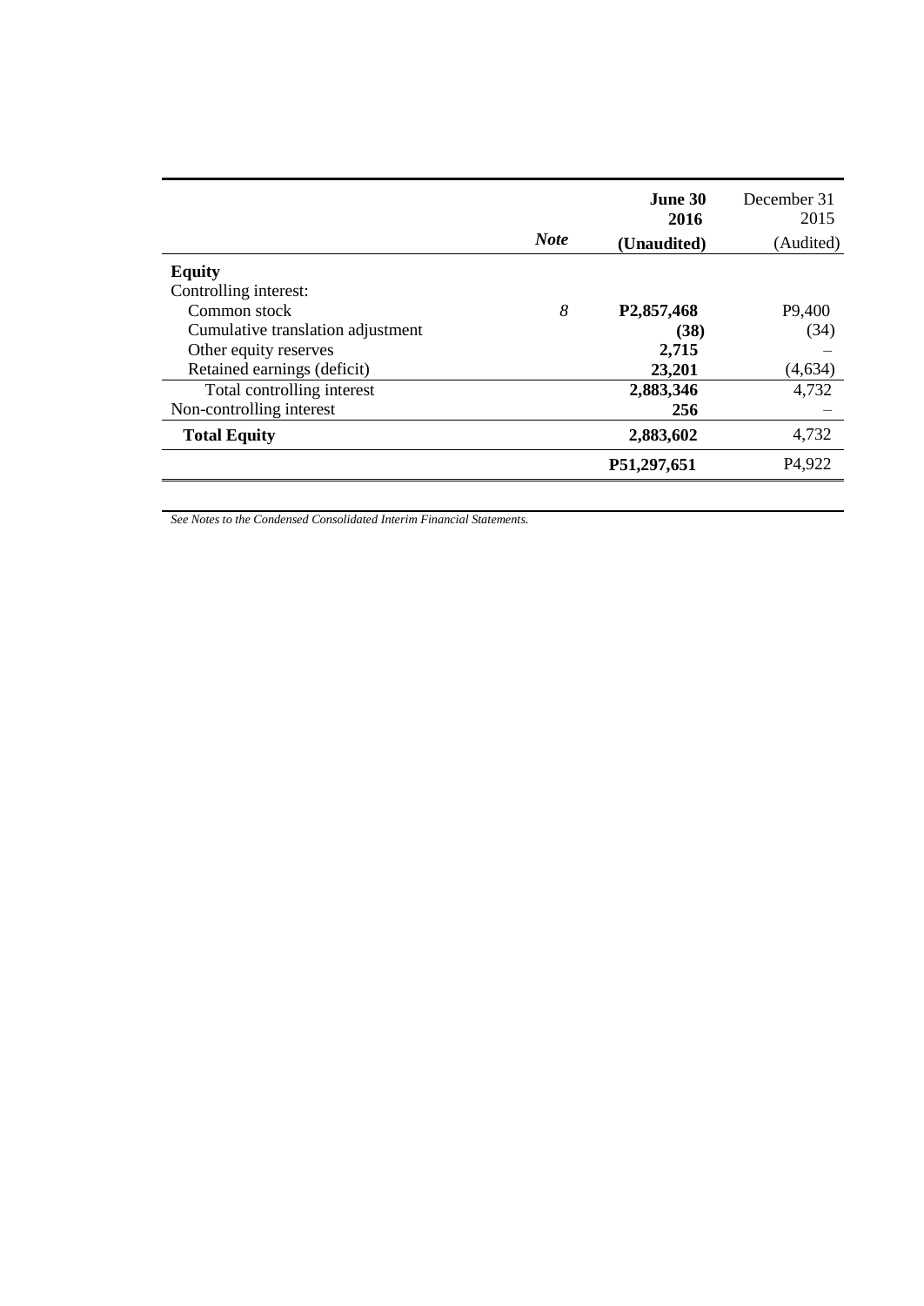| | Note | June 30 2016 (Unaudited) | December 31 2015 (Audited) |
|---|---|---|---|
| **Equity** | | | |
| Controlling interest: | | | |
| Common stock | *8* | **P2,857,468** | P9,400 |
| Cumulative translation adjustment | | **(38)** | (34) |
| Other equity reserves | | **2,715** | – |
| Retained earnings (deficit) | | **23,201** | (4,634) |
| Total controlling interest | | **2,883,346** | 4,732 |
| Non-controlling interest | | **256** | – |
| **Total Equity** | | **2,883,602** | 4,732 |
| | | **P51,297,651** | P4,922 |

*See Notes to the Condensed Consolidated Interim Financial Statements.*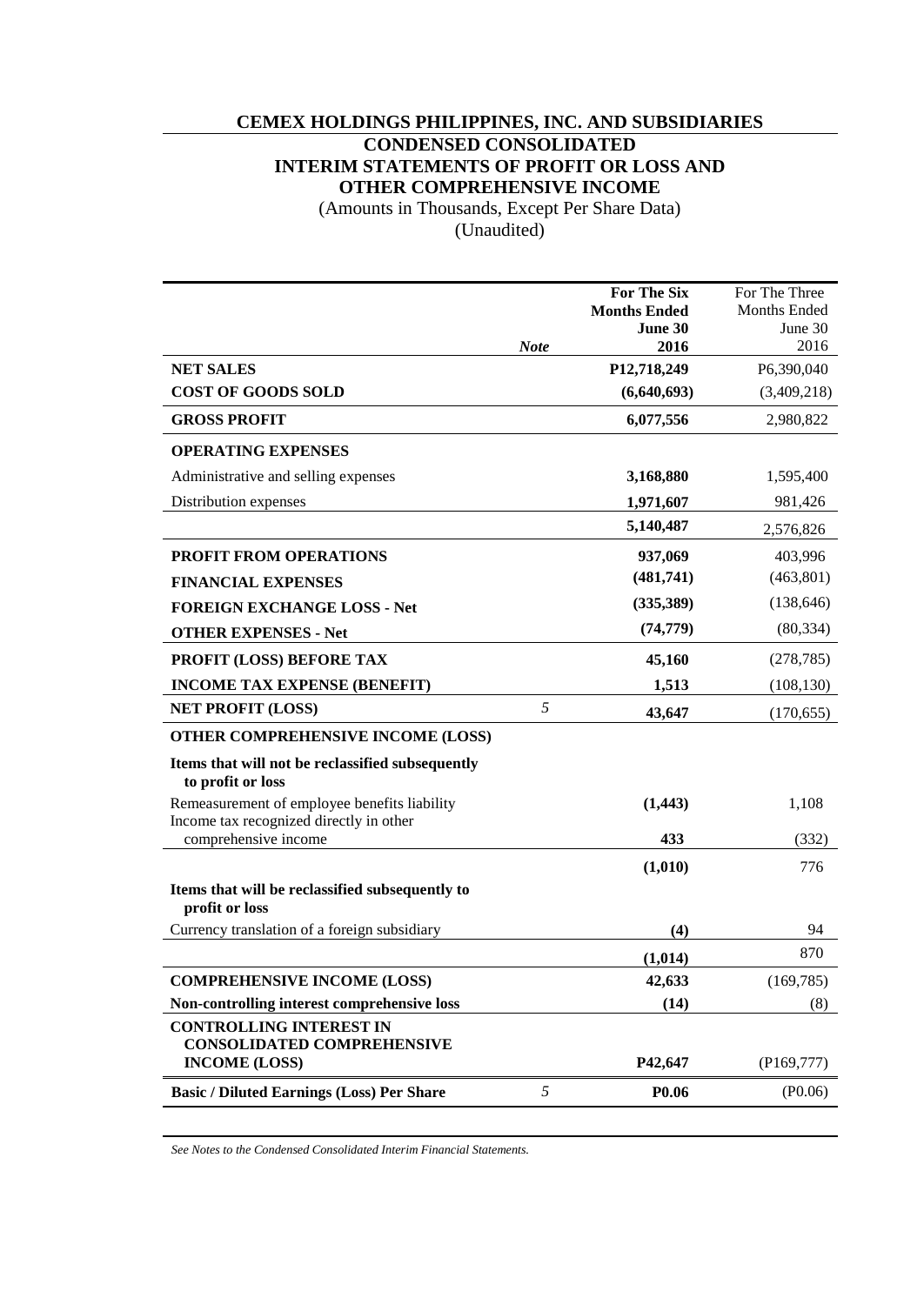# CEMEX HOLDINGS PHILIPPINES, INC. AND SUBSIDIARIES

## CONDENSED CONSOLIDATED INTERIM STATEMENTS OF PROFIT OR LOSS AND OTHER COMPREHENSIVE INCOME

(Amounts in Thousands, Except Per Share Data)
(Unaudited)

| | *Note* | **For The Six Months Ended June 30 2016** | For The Three Months Ended June 30 2016 |
|---|---|---|---|
| **NET SALES** | | **P12,718,249** | P6,390,040 |
| **COST OF GOODS SOLD** | | **(6,640,693)** | (3,409,218) |
| **GROSS PROFIT** | | **6,077,556** | 2,980,822 |
| **OPERATING EXPENSES** | | | |
| Administrative and selling expenses | | **3,168,880** | 1,595,400 |
| Distribution expenses | | **1,971,607** | 981,426 |
| | | **5,140,487** | 2,576,826 |
| **PROFIT FROM OPERATIONS** | | **937,069** | 403,996 |
| **FINANCIAL EXPENSES** | | **(481,741)** | (463,801) |
| **FOREIGN EXCHANGE LOSS - Net** | | **(335,389)** | (138,646) |
| **OTHER EXPENSES - Net** | | **(74,779)** | (80,334) |
| **PROFIT (LOSS) BEFORE TAX** | | **45,160** | (278,785) |
| **INCOME TAX EXPENSE (BENEFIT)** | | **1,513** | (108,130) |
| **NET PROFIT (LOSS)** | 5 | **43,647** | (170,655) |
| **OTHER COMPREHENSIVE INCOME (LOSS)** | | | |
| **Items that will not be reclassified subsequently to profit or loss** | | | |
| Remeasurement of employee benefits liability | | **(1,443)** | 1,108 |
| Income tax recognized directly in other comprehensive income | | **433** | (332) |
| | | **(1,010)** | 776 |
| **Items that will be reclassified subsequently to profit or loss** | | | |
| Currency translation of a foreign subsidiary | | **(4)** | 94 |
| | | **(1,014)** | 870 |
| **COMPREHENSIVE INCOME (LOSS)** | | **42,633** | (169,785) |
| **Non-controlling interest comprehensive loss** | | **(14)** | (8) |
| **CONTROLLING INTEREST IN CONSOLIDATED COMPREHENSIVE INCOME (LOSS)** | | **P42,647** | (P169,777) |
| **Basic / Diluted Earnings (Loss) Per Share** | 5 | **P0.06** | (P0.06) |

*See Notes to the Condensed Consolidated Interim Financial Statements.*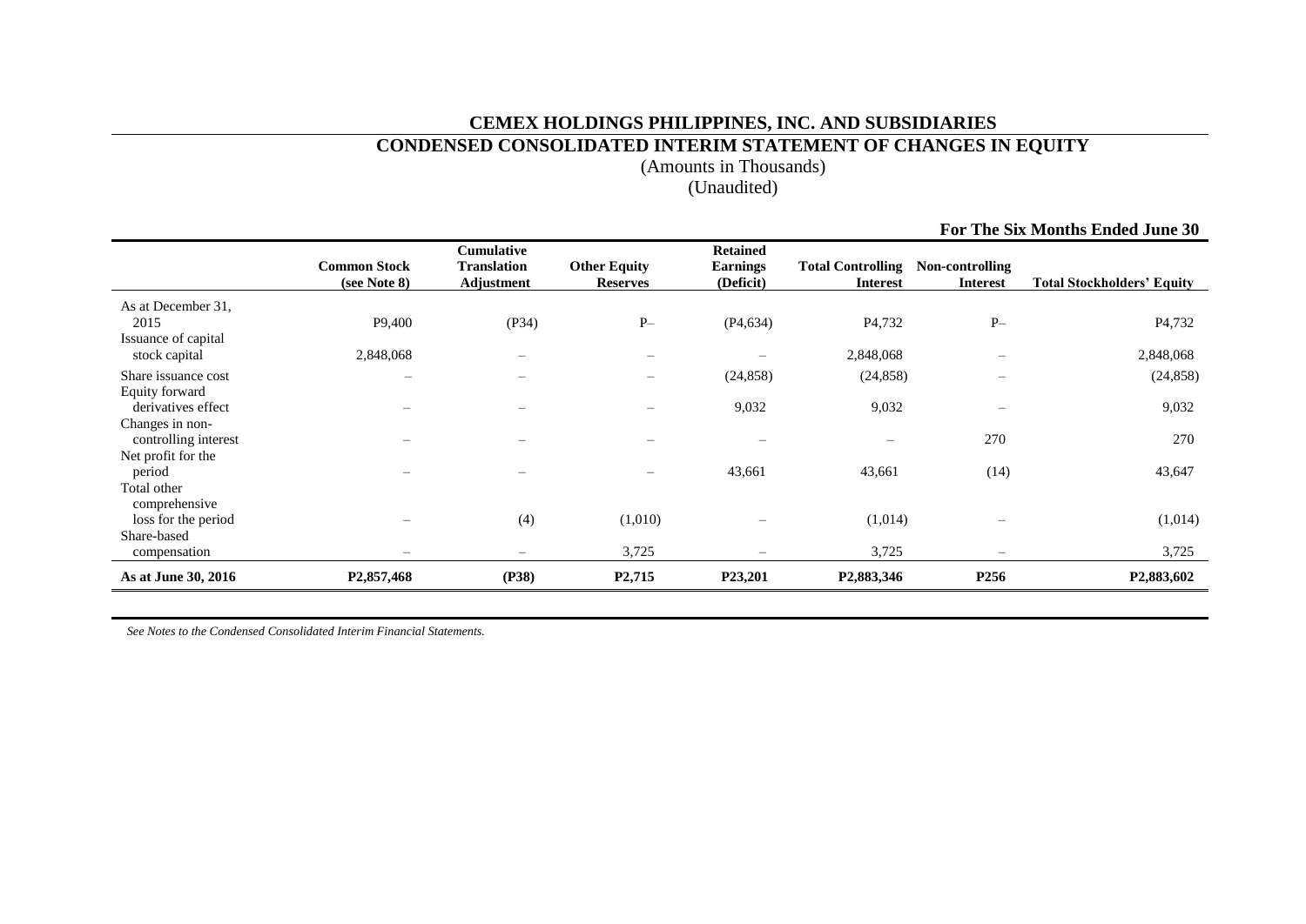**CEMEX HOLDINGS PHILIPPINES, INC. AND SUBSIDIARIES**

**CONDENSED CONSOLIDATED INTERIM STATEMENT OF CHANGES IN EQUITY**

(Amounts in Thousands)

(Unaudited)

**For The Six Months Ended June 30**

| | Common Stock (see Note 8) | Cumulative Translation Adjustment | Other Equity Reserves | Retained Earnings (Deficit) | Total Controlling Interest | Non-controlling Interest | Total Stockholders' Equity |
|---|---|---|---|---|---|---|---|
| As at December 31, 2015 | P9,400 | (P34) | P– | (P4,634) | P4,732 | P– | P4,732 |
| Issuance of capital stock capital | 2,848,068 | – | – | – | 2,848,068 | – | 2,848,068 |
| Share issuance cost | – | – | – | (24,858) | (24,858) | – | (24,858) |
| Equity forward derivatives effect | – | – | – | 9,032 | 9,032 | – | 9,032 |
| Changes in non-controlling interest | – | – | – | – | – | 270 | 270 |
| Net profit for the period | – | – | – | 43,661 | 43,661 | (14) | 43,647 |
| Total other comprehensive loss for the period | – | (4) | (1,010) | – | (1,014) | – | (1,014) |
| Share-based compensation | – | – | 3,725 | – | 3,725 | – | 3,725 |
| **As at June 30, 2016** | **P2,857,468** | **(P38)** | **P2,715** | **P23,201** | **P2,883,346** | **P256** | **P2,883,602** |

*See Notes to the Condensed Consolidated Interim Financial Statements.*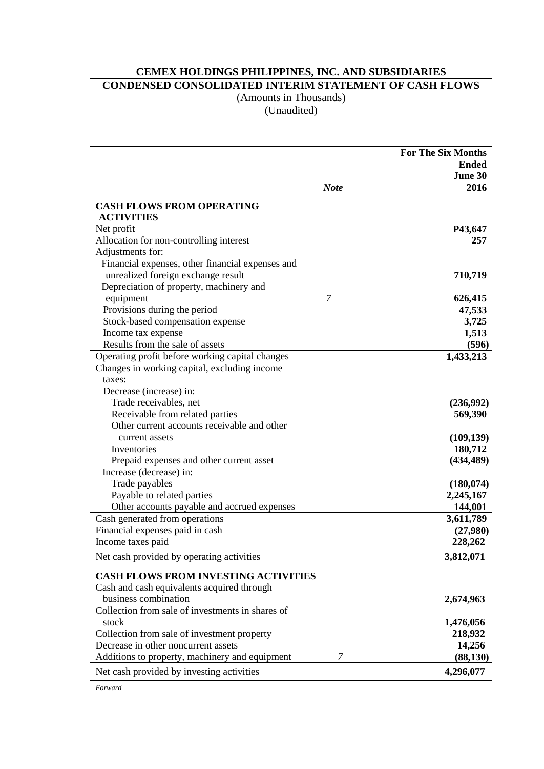# CEMEX HOLDINGS PHILIPPINES, INC. AND SUBSIDIARIES

## CONDENSED CONSOLIDATED INTERIM STATEMENT OF CASH FLOWS

(Amounts in Thousands)
(Unaudited)

| | *Note* | **For The Six Months Ended June 30 2016** |
|---|---|---|
| **CASH FLOWS FROM OPERATING ACTIVITIES** | | |
| Net profit | | **P43,647** |
| Allocation for non-controlling interest | | **257** |
| Adjustments for: | | |
| Financial expenses, other financial expenses and unrealized foreign exchange result | | **710,719** |
| Depreciation of property, machinery and equipment | *7* | **626,415** |
| Provisions during the period | | **47,533** |
| Stock-based compensation expense | | **3,725** |
| Income tax expense | | **1,513** |
| Results from the sale of assets | | **(596)** |
| Operating profit before working capital changes | | **1,433,213** |
| Changes in working capital, excluding income taxes: | | |
| Decrease (increase) in: | | |
| Trade receivables, net | | **(236,992)** |
| Receivable from related parties | | **569,390** |
| Other current accounts receivable and other current assets | | **(109,139)** |
| Inventories | | **180,712** |
| Prepaid expenses and other current asset | | **(434,489)** |
| Increase (decrease) in: | | |
| Trade payables | | **(180,074)** |
| Payable to related parties | | **2,245,167** |
| Other accounts payable and accrued expenses | | **144,001** |
| Cash generated from operations | | **3,611,789** |
| Financial expenses paid in cash | | **(27,980)** |
| Income taxes paid | | **228,262** |
| Net cash provided by operating activities | | **3,812,071** |
| **CASH FLOWS FROM INVESTING ACTIVITIES** | | |
| Cash and cash equivalents acquired through business combination | | **2,674,963** |
| Collection from sale of investments in shares of stock | | **1,476,056** |
| Collection from sale of investment property | | **218,932** |
| Decrease in other noncurrent assets | | **14,256** |
| Additions to property, machinery and equipment | *7* | **(88,130)** |
| Net cash provided by investing activities | | **4,296,077** |

*Forward*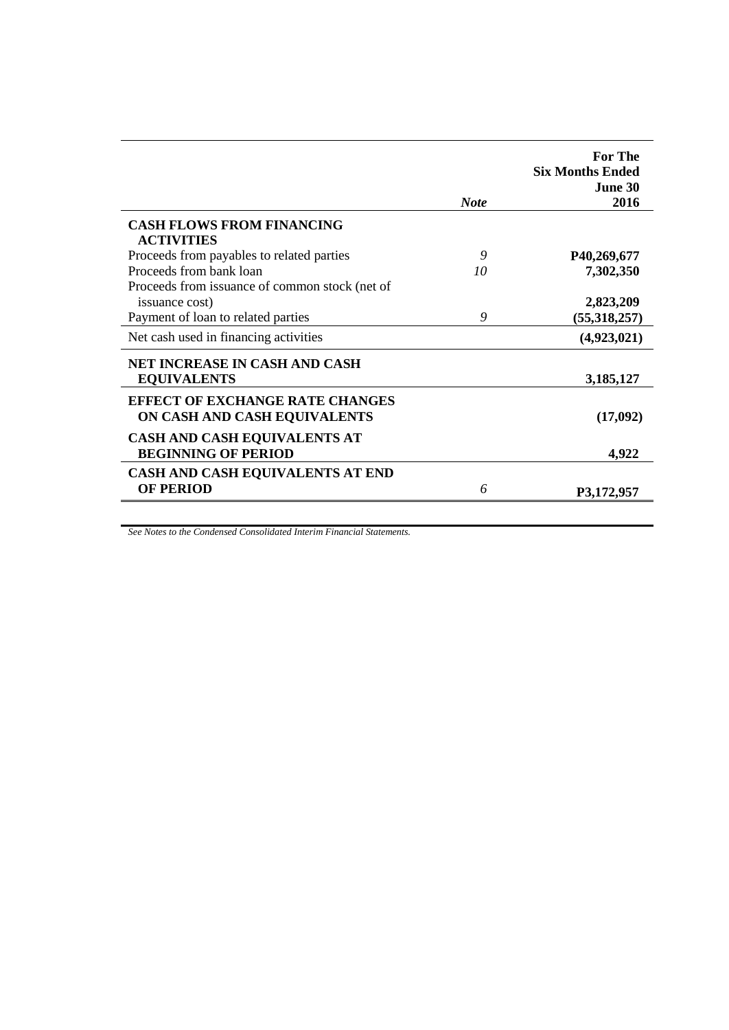| | Note | For The Six Months Ended June 30 2016 |
|---|---|---|
| **CASH FLOWS FROM FINANCING ACTIVITIES** | | |
| Proceeds from payables to related parties | *9* | **P40,269,677** |
| Proceeds from bank loan | *10* | **7,302,350** |
| Proceeds from issuance of common stock (net of issuance cost) | | **2,823,209** |
| Payment of loan to related parties | *9* | **(55,318,257)** |
| Net cash used in financing activities | | **(4,923,021)** |
| **NET INCREASE IN CASH AND CASH EQUIVALENTS** | | **3,185,127** |
| **EFFECT OF EXCHANGE RATE CHANGES ON CASH AND CASH EQUIVALENTS** | | **(17,092)** |
| **CASH AND CASH EQUIVALENTS AT BEGINNING OF PERIOD** | | **4,922** |
| **CASH AND CASH EQUIVALENTS AT END OF PERIOD** | *6* | **P3,172,957** |

*See Notes to the Condensed Consolidated Interim Financial Statements.*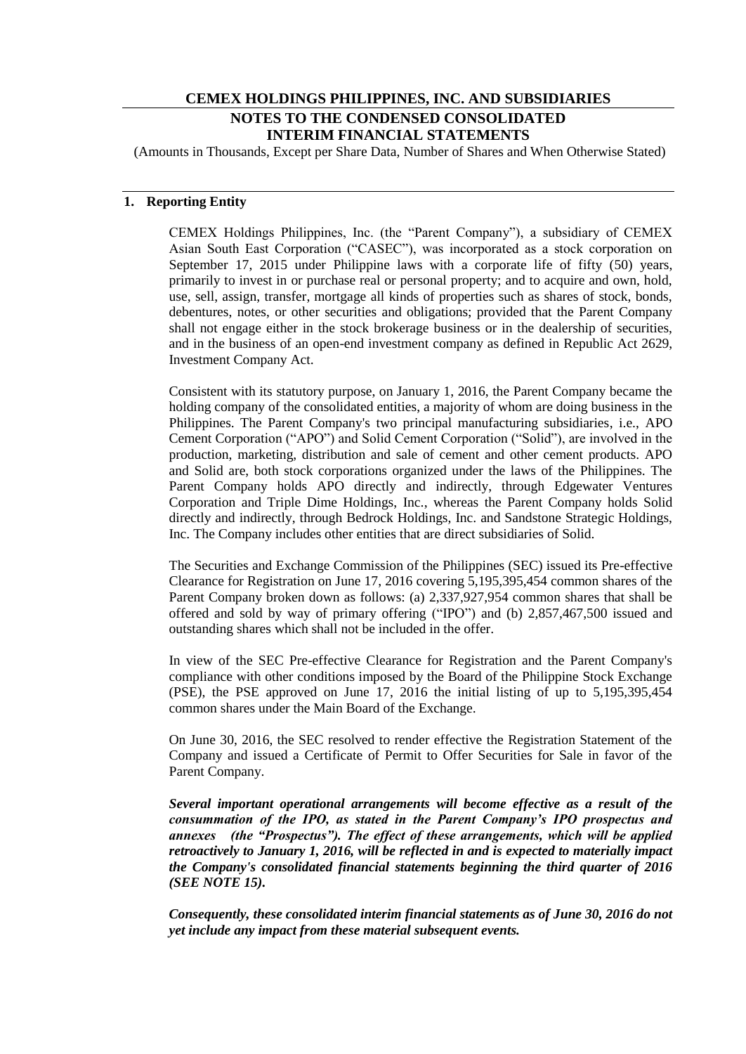# CEMEX HOLDINGS PHILIPPINES, INC. AND SUBSIDIARIES

## NOTES TO THE CONDENSED CONSOLIDATED INTERIM FINANCIAL STATEMENTS

(Amounts in Thousands, Except per Share Data, Number of Shares and When Otherwise Stated)

### 1. Reporting Entity

CEMEX Holdings Philippines, Inc. (the "Parent Company"), a subsidiary of CEMEX Asian South East Corporation ("CASEC"), was incorporated as a stock corporation on September 17, 2015 under Philippine laws with a corporate life of fifty (50) years, primarily to invest in or purchase real or personal property; and to acquire and own, hold, use, sell, assign, transfer, mortgage all kinds of properties such as shares of stock, bonds, debentures, notes, or other securities and obligations; provided that the Parent Company shall not engage either in the stock brokerage business or in the dealership of securities, and in the business of an open-end investment company as defined in Republic Act 2629, Investment Company Act.

Consistent with its statutory purpose, on January 1, 2016, the Parent Company became the holding company of the consolidated entities, a majority of whom are doing business in the Philippines. The Parent Company's two principal manufacturing subsidiaries, i.e., APO Cement Corporation ("APO") and Solid Cement Corporation ("Solid"), are involved in the production, marketing, distribution and sale of cement and other cement products. APO and Solid are, both stock corporations organized under the laws of the Philippines. The Parent Company holds APO directly and indirectly, through Edgewater Ventures Corporation and Triple Dime Holdings, Inc., whereas the Parent Company holds Solid directly and indirectly, through Bedrock Holdings, Inc. and Sandstone Strategic Holdings, Inc. The Company includes other entities that are direct subsidiaries of Solid.

The Securities and Exchange Commission of the Philippines (SEC) issued its Pre-effective Clearance for Registration on June 17, 2016 covering 5,195,395,454 common shares of the Parent Company broken down as follows: (a) 2,337,927,954 common shares that shall be offered and sold by way of primary offering ("IPO") and (b) 2,857,467,500 issued and outstanding shares which shall not be included in the offer.

In view of the SEC Pre-effective Clearance for Registration and the Parent Company's compliance with other conditions imposed by the Board of the Philippine Stock Exchange (PSE), the PSE approved on June 17, 2016 the initial listing of up to 5,195,395,454 common shares under the Main Board of the Exchange.

On June 30, 2016, the SEC resolved to render effective the Registration Statement of the Company and issued a Certificate of Permit to Offer Securities for Sale in favor of the Parent Company.

***Several important operational arrangements will become effective as a result of the consummation of the IPO, as stated in the Parent Company's IPO prospectus and annexes (the "Prospectus"). The effect of these arrangements, which will be applied retroactively to January 1, 2016, will be reflected in and is expected to materially impact the Company's consolidated financial statements beginning the third quarter of 2016 (SEE NOTE 15).***

***Consequently, these consolidated interim financial statements as of June 30, 2016 do not yet include any impact from these material subsequent events.***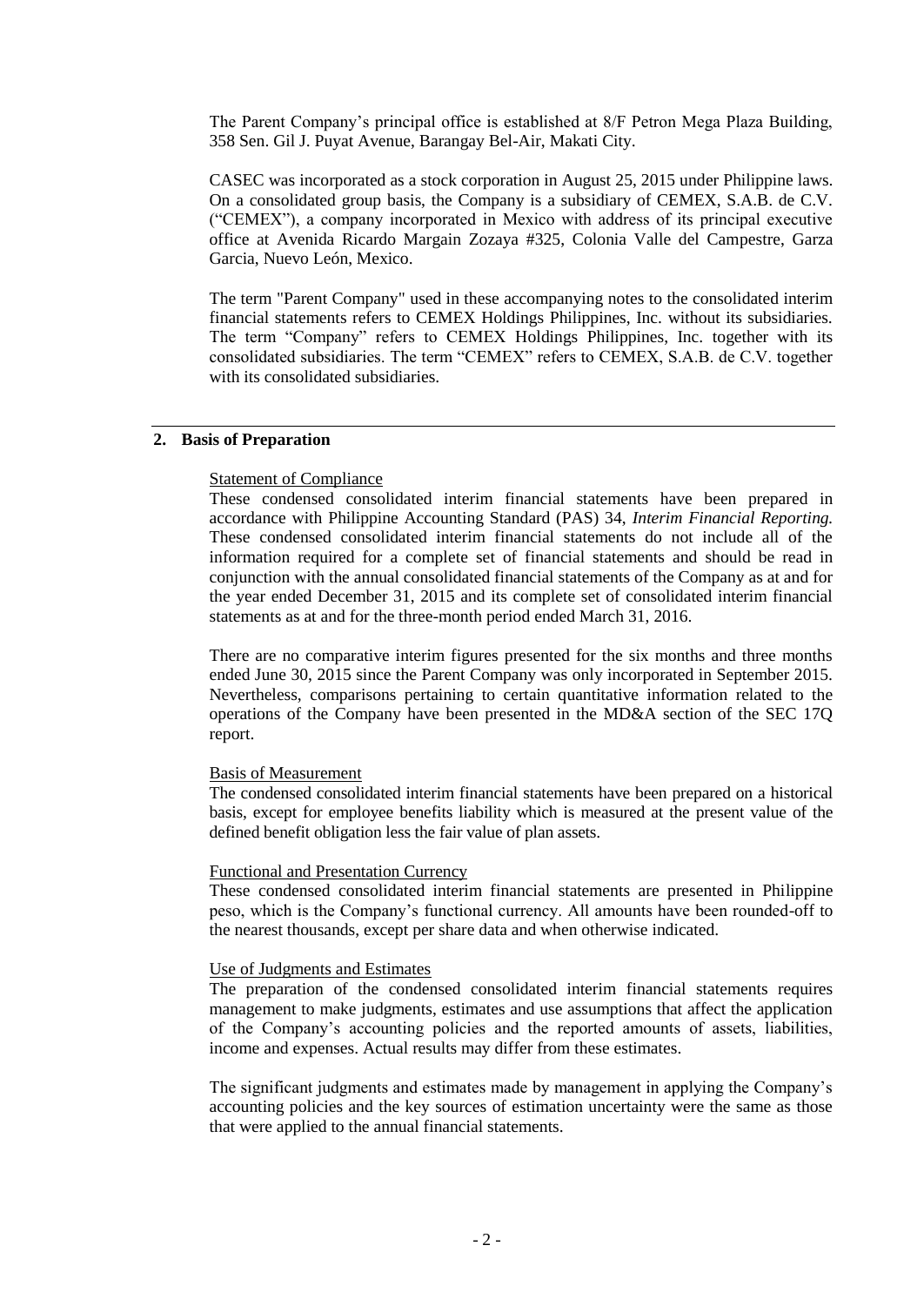The Parent Company's principal office is established at 8/F Petron Mega Plaza Building, 358 Sen. Gil J. Puyat Avenue, Barangay Bel-Air, Makati City.

CASEC was incorporated as a stock corporation in August 25, 2015 under Philippine laws. On a consolidated group basis, the Company is a subsidiary of CEMEX, S.A.B. de C.V. ("CEMEX"), a company incorporated in Mexico with address of its principal executive office at Avenida Ricardo Margain Zozaya #325, Colonia Valle del Campestre, Garza Garcia, Nuevo León, Mexico.

The term "Parent Company" used in these accompanying notes to the consolidated interim financial statements refers to CEMEX Holdings Philippines, Inc. without its subsidiaries. The term "Company" refers to CEMEX Holdings Philippines, Inc. together with its consolidated subsidiaries. The term "CEMEX" refers to CEMEX, S.A.B. de C.V. together with its consolidated subsidiaries.

## 2. Basis of Preparation

Statement of Compliance

These condensed consolidated interim financial statements have been prepared in accordance with Philippine Accounting Standard (PAS) 34, *Interim Financial Reporting.* These condensed consolidated interim financial statements do not include all of the information required for a complete set of financial statements and should be read in conjunction with the annual consolidated financial statements of the Company as at and for the year ended December 31, 2015 and its complete set of consolidated interim financial statements as at and for the three-month period ended March 31, 2016.

There are no comparative interim figures presented for the six months and three months ended June 30, 2015 since the Parent Company was only incorporated in September 2015. Nevertheless, comparisons pertaining to certain quantitative information related to the operations of the Company have been presented in the MD&A section of the SEC 17Q report.

Basis of Measurement

The condensed consolidated interim financial statements have been prepared on a historical basis, except for employee benefits liability which is measured at the present value of the defined benefit obligation less the fair value of plan assets.

Functional and Presentation Currency

These condensed consolidated interim financial statements are presented in Philippine peso, which is the Company's functional currency. All amounts have been rounded-off to the nearest thousands, except per share data and when otherwise indicated.

Use of Judgments and Estimates

The preparation of the condensed consolidated interim financial statements requires management to make judgments, estimates and use assumptions that affect the application of the Company's accounting policies and the reported amounts of assets, liabilities, income and expenses. Actual results may differ from these estimates.

The significant judgments and estimates made by management in applying the Company's accounting policies and the key sources of estimation uncertainty were the same as those that were applied to the annual financial statements.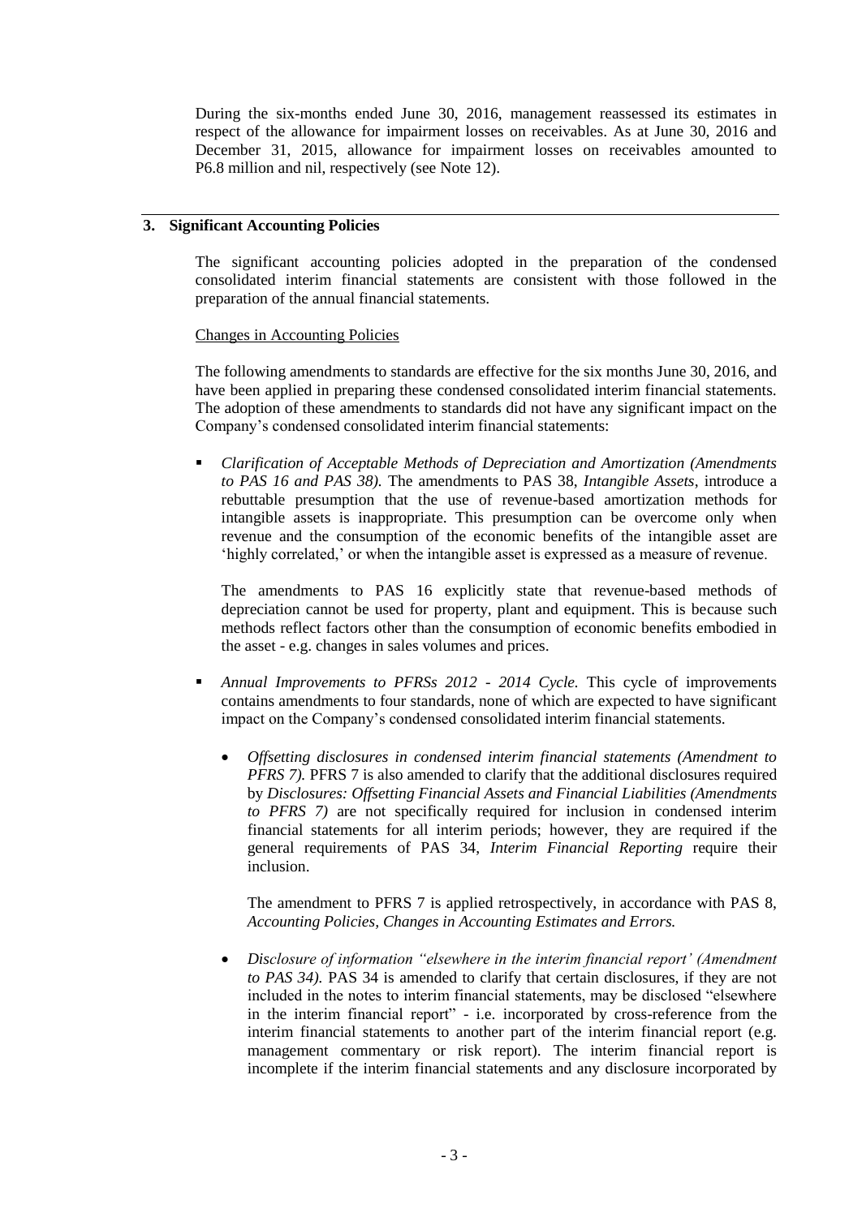During the six-months ended June 30, 2016, management reassessed its estimates in respect of the allowance for impairment losses on receivables. As at June 30, 2016 and December 31, 2015, allowance for impairment losses on receivables amounted to P6.8 million and nil, respectively (see Note 12).

## 3. Significant Accounting Policies

The significant accounting policies adopted in the preparation of the condensed consolidated interim financial statements are consistent with those followed in the preparation of the annual financial statements.

Changes in Accounting Policies

The following amendments to standards are effective for the six months June 30, 2016, and have been applied in preparing these condensed consolidated interim financial statements. The adoption of these amendments to standards did not have any significant impact on the Company's condensed consolidated interim financial statements:

- *Clarification of Acceptable Methods of Depreciation and Amortization (Amendments to PAS 16 and PAS 38).* The amendments to PAS 38, *Intangible Assets*, introduce a rebuttable presumption that the use of revenue-based amortization methods for intangible assets is inappropriate. This presumption can be overcome only when revenue and the consumption of the economic benefits of the intangible asset are 'highly correlated,' or when the intangible asset is expressed as a measure of revenue.

  The amendments to PAS 16 explicitly state that revenue-based methods of depreciation cannot be used for property, plant and equipment. This is because such methods reflect factors other than the consumption of economic benefits embodied in the asset - e.g. changes in sales volumes and prices.

- *Annual Improvements to PFRSs 2012 - 2014 Cycle.* This cycle of improvements contains amendments to four standards, none of which are expected to have significant impact on the Company's condensed consolidated interim financial statements.

  - *Offsetting disclosures in condensed interim financial statements (Amendment to PFRS 7).* PFRS 7 is also amended to clarify that the additional disclosures required by *Disclosures: Offsetting Financial Assets and Financial Liabilities (Amendments to PFRS 7)* are not specifically required for inclusion in condensed interim financial statements for all interim periods; however, they are required if the general requirements of PAS 34, *Interim Financial Reporting* require their inclusion.

    The amendment to PFRS 7 is applied retrospectively, in accordance with PAS 8, *Accounting Policies, Changes in Accounting Estimates and Errors.*

  - *Disclosure of information "elsewhere in the interim financial report' (Amendment to PAS 34).* PAS 34 is amended to clarify that certain disclosures, if they are not included in the notes to interim financial statements, may be disclosed "elsewhere in the interim financial report" - i.e. incorporated by cross-reference from the interim financial statements to another part of the interim financial report (e.g. management commentary or risk report). The interim financial report is incomplete if the interim financial statements and any disclosure incorporated by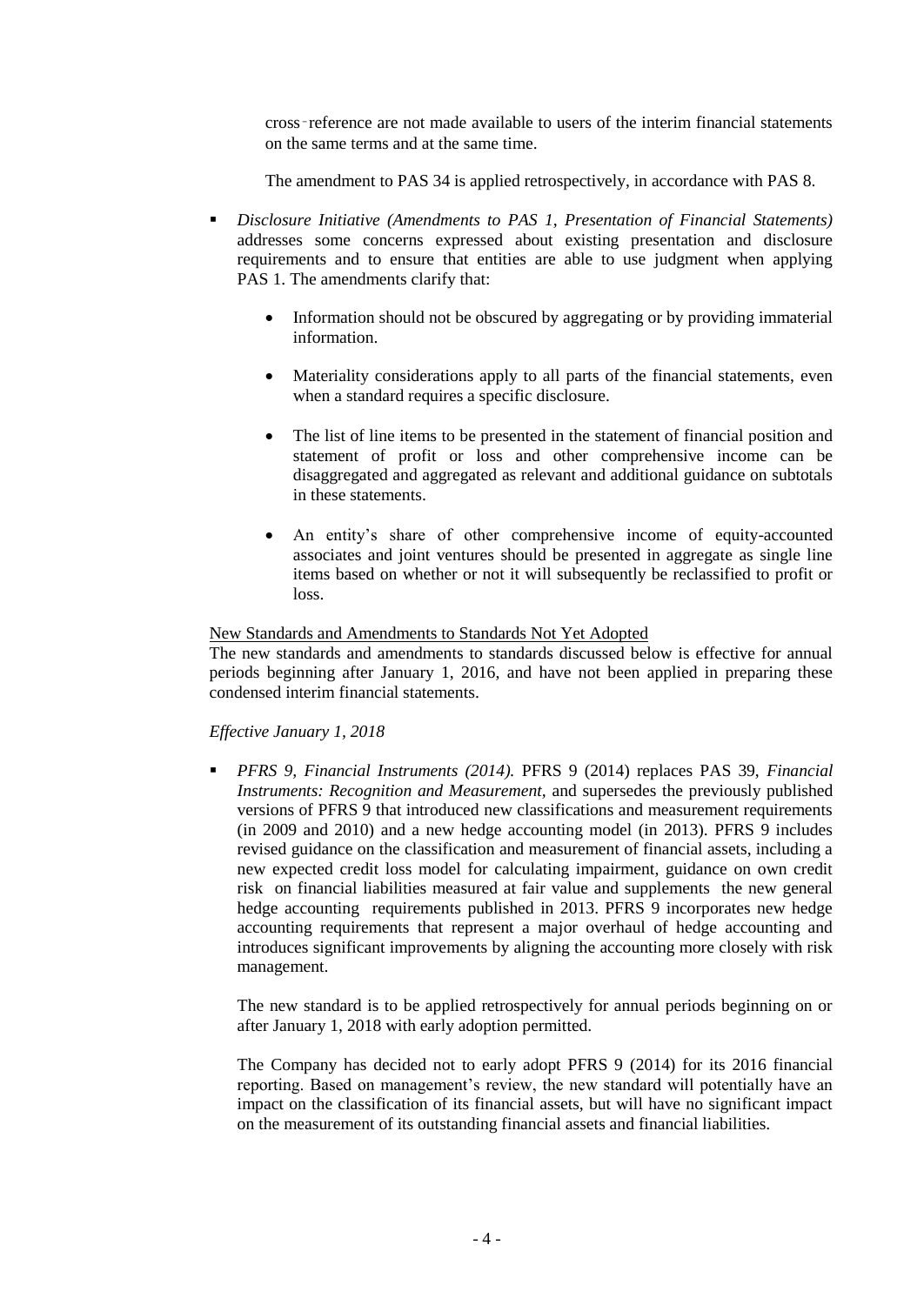cross-reference are not made available to users of the interim financial statements on the same terms and at the same time.

The amendment to PAS 34 is applied retrospectively, in accordance with PAS 8.

- *Disclosure Initiative (Amendments to PAS 1, Presentation of Financial Statements)* addresses some concerns expressed about existing presentation and disclosure requirements and to ensure that entities are able to use judgment when applying PAS 1. The amendments clarify that:

  - Information should not be obscured by aggregating or by providing immaterial information.

  - Materiality considerations apply to all parts of the financial statements, even when a standard requires a specific disclosure.

  - The list of line items to be presented in the statement of financial position and statement of profit or loss and other comprehensive income can be disaggregated and aggregated as relevant and additional guidance on subtotals in these statements.

  - An entity's share of other comprehensive income of equity-accounted associates and joint ventures should be presented in aggregate as single line items based on whether or not it will subsequently be reclassified to profit or loss.

New Standards and Amendments to Standards Not Yet Adopted

The new standards and amendments to standards discussed below is effective for annual periods beginning after January 1, 2016, and have not been applied in preparing these condensed interim financial statements.

*Effective January 1, 2018*

- *PFRS 9, Financial Instruments (2014).* PFRS 9 (2014) replaces PAS 39, *Financial Instruments: Recognition and Measurement*, and supersedes the previously published versions of PFRS 9 that introduced new classifications and measurement requirements (in 2009 and 2010) and a new hedge accounting model (in 2013). PFRS 9 includes revised guidance on the classification and measurement of financial assets, including a new expected credit loss model for calculating impairment, guidance on own credit risk on financial liabilities measured at fair value and supplements the new general hedge accounting requirements published in 2013. PFRS 9 incorporates new hedge accounting requirements that represent a major overhaul of hedge accounting and introduces significant improvements by aligning the accounting more closely with risk management.

  The new standard is to be applied retrospectively for annual periods beginning on or after January 1, 2018 with early adoption permitted.

  The Company has decided not to early adopt PFRS 9 (2014) for its 2016 financial reporting. Based on management's review, the new standard will potentially have an impact on the classification of its financial assets, but will have no significant impact on the measurement of its outstanding financial assets and financial liabilities.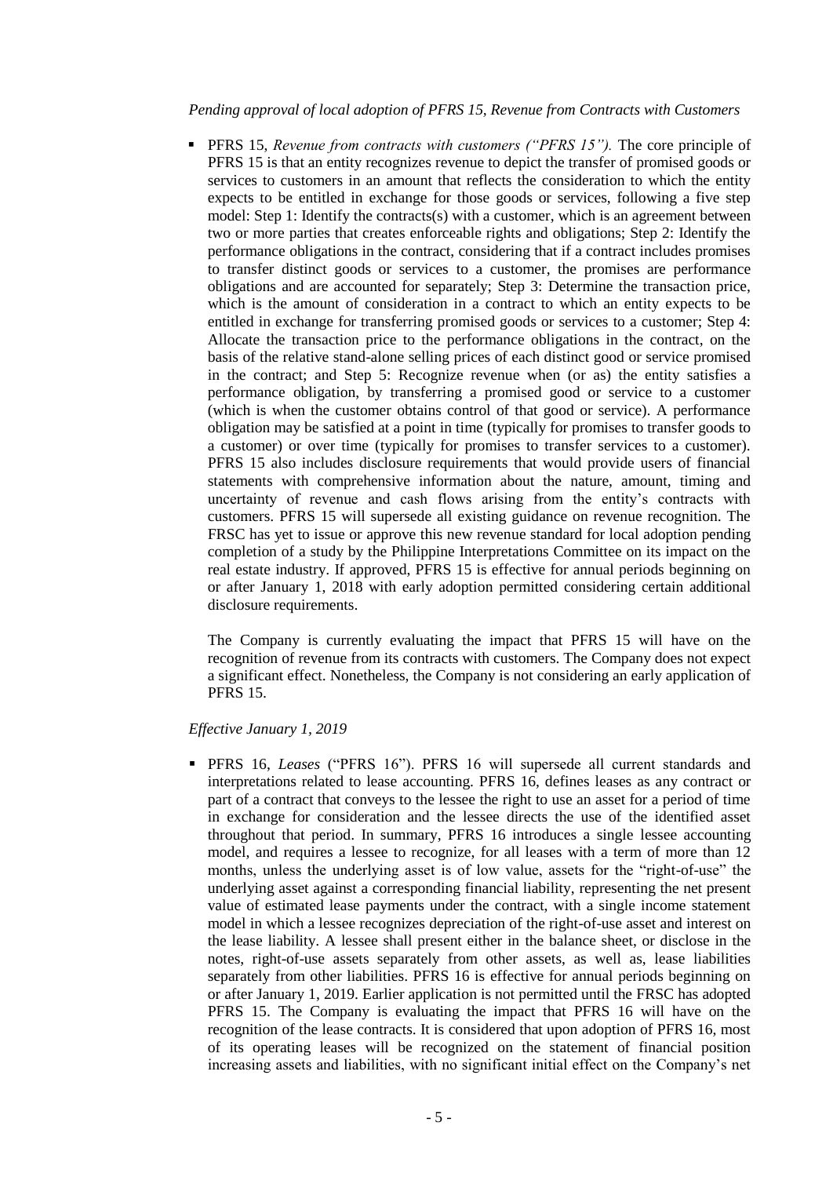*Pending approval of local adoption of PFRS 15, Revenue from Contracts with Customers*

- PFRS 15, *Revenue from contracts with customers ("PFRS 15").* The core principle of PFRS 15 is that an entity recognizes revenue to depict the transfer of promised goods or services to customers in an amount that reflects the consideration to which the entity expects to be entitled in exchange for those goods or services, following a five step model: Step 1: Identify the contracts(s) with a customer, which is an agreement between two or more parties that creates enforceable rights and obligations; Step 2: Identify the performance obligations in the contract, considering that if a contract includes promises to transfer distinct goods or services to a customer, the promises are performance obligations and are accounted for separately; Step 3: Determine the transaction price, which is the amount of consideration in a contract to which an entity expects to be entitled in exchange for transferring promised goods or services to a customer; Step 4: Allocate the transaction price to the performance obligations in the contract, on the basis of the relative stand-alone selling prices of each distinct good or service promised in the contract; and Step 5: Recognize revenue when (or as) the entity satisfies a performance obligation, by transferring a promised good or service to a customer (which is when the customer obtains control of that good or service). A performance obligation may be satisfied at a point in time (typically for promises to transfer goods to a customer) or over time (typically for promises to transfer services to a customer). PFRS 15 also includes disclosure requirements that would provide users of financial statements with comprehensive information about the nature, amount, timing and uncertainty of revenue and cash flows arising from the entity's contracts with customers. PFRS 15 will supersede all existing guidance on revenue recognition. The FRSC has yet to issue or approve this new revenue standard for local adoption pending completion of a study by the Philippine Interpretations Committee on its impact on the real estate industry. If approved, PFRS 15 is effective for annual periods beginning on or after January 1, 2018 with early adoption permitted considering certain additional disclosure requirements.

  The Company is currently evaluating the impact that PFRS 15 will have on the recognition of revenue from its contracts with customers. The Company does not expect a significant effect. Nonetheless, the Company is not considering an early application of PFRS 15.

*Effective January 1, 2019*

- PFRS 16, *Leases* ("PFRS 16"). PFRS 16 will supersede all current standards and interpretations related to lease accounting. PFRS 16, defines leases as any contract or part of a contract that conveys to the lessee the right to use an asset for a period of time in exchange for consideration and the lessee directs the use of the identified asset throughout that period. In summary, PFRS 16 introduces a single lessee accounting model, and requires a lessee to recognize, for all leases with a term of more than 12 months, unless the underlying asset is of low value, assets for the "right-of-use" the underlying asset against a corresponding financial liability, representing the net present value of estimated lease payments under the contract, with a single income statement model in which a lessee recognizes depreciation of the right-of-use asset and interest on the lease liability. A lessee shall present either in the balance sheet, or disclose in the notes, right-of-use assets separately from other assets, as well as, lease liabilities separately from other liabilities. PFRS 16 is effective for annual periods beginning on or after January 1, 2019. Earlier application is not permitted until the FRSC has adopted PFRS 15. The Company is evaluating the impact that PFRS 16 will have on the recognition of the lease contracts. It is considered that upon adoption of PFRS 16, most of its operating leases will be recognized on the statement of financial position increasing assets and liabilities, with no significant initial effect on the Company's net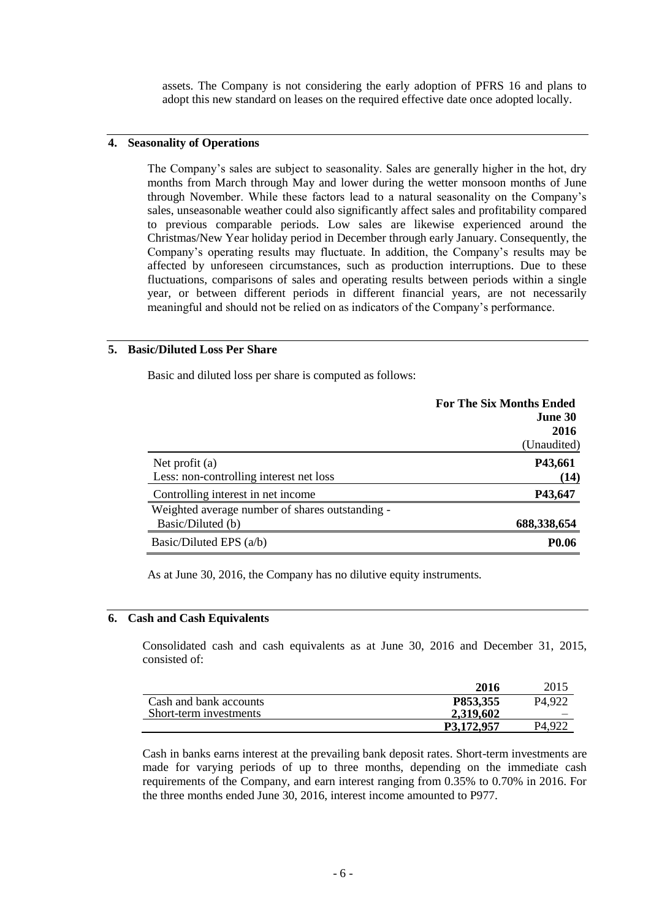assets. The Company is not considering the early adoption of PFRS 16 and plans to adopt this new standard on leases on the required effective date once adopted locally.

## 4. Seasonality of Operations

The Company's sales are subject to seasonality. Sales are generally higher in the hot, dry months from March through May and lower during the wetter monsoon months of June through November. While these factors lead to a natural seasonality on the Company's sales, unseasonable weather could also significantly affect sales and profitability compared to previous comparable periods. Low sales are likewise experienced around the Christmas/New Year holiday period in December through early January. Consequently, the Company's operating results may fluctuate. In addition, the Company's results may be affected by unforeseen circumstances, such as production interruptions. Due to these fluctuations, comparisons of sales and operating results between periods within a single year, or between different periods in different financial years, are not necessarily meaningful and should not be relied on as indicators of the Company's performance.

## 5. Basic/Diluted Loss Per Share

Basic and diluted loss per share is computed as follows:

| | For The Six Months Ended June 30 2016 (Unaudited) |
|---|---|
| Net profit (a) | **P43,661** |
| Less: non-controlling interest net loss | **(14)** |
| Controlling interest in net income | **P43,647** |
| Weighted average number of shares outstanding - Basic/Diluted (b) | **688,338,654** |
| Basic/Diluted EPS (a/b) | **P0.06** |

As at June 30, 2016, the Company has no dilutive equity instruments.

## 6. Cash and Cash Equivalents

Consolidated cash and cash equivalents as at June 30, 2016 and December 31, 2015, consisted of:

| | 2016 | 2015 |
|---|---|---|
| Cash and bank accounts | **P853,355** | P4,922 |
| Short-term investments | **2,319,602** | – |
| | **P3,172,957** | P4,922 |

Cash in banks earns interest at the prevailing bank deposit rates. Short-term investments are made for varying periods of up to three months, depending on the immediate cash requirements of the Company, and earn interest ranging from 0.35% to 0.70% in 2016. For the three months ended June 30, 2016, interest income amounted to P977.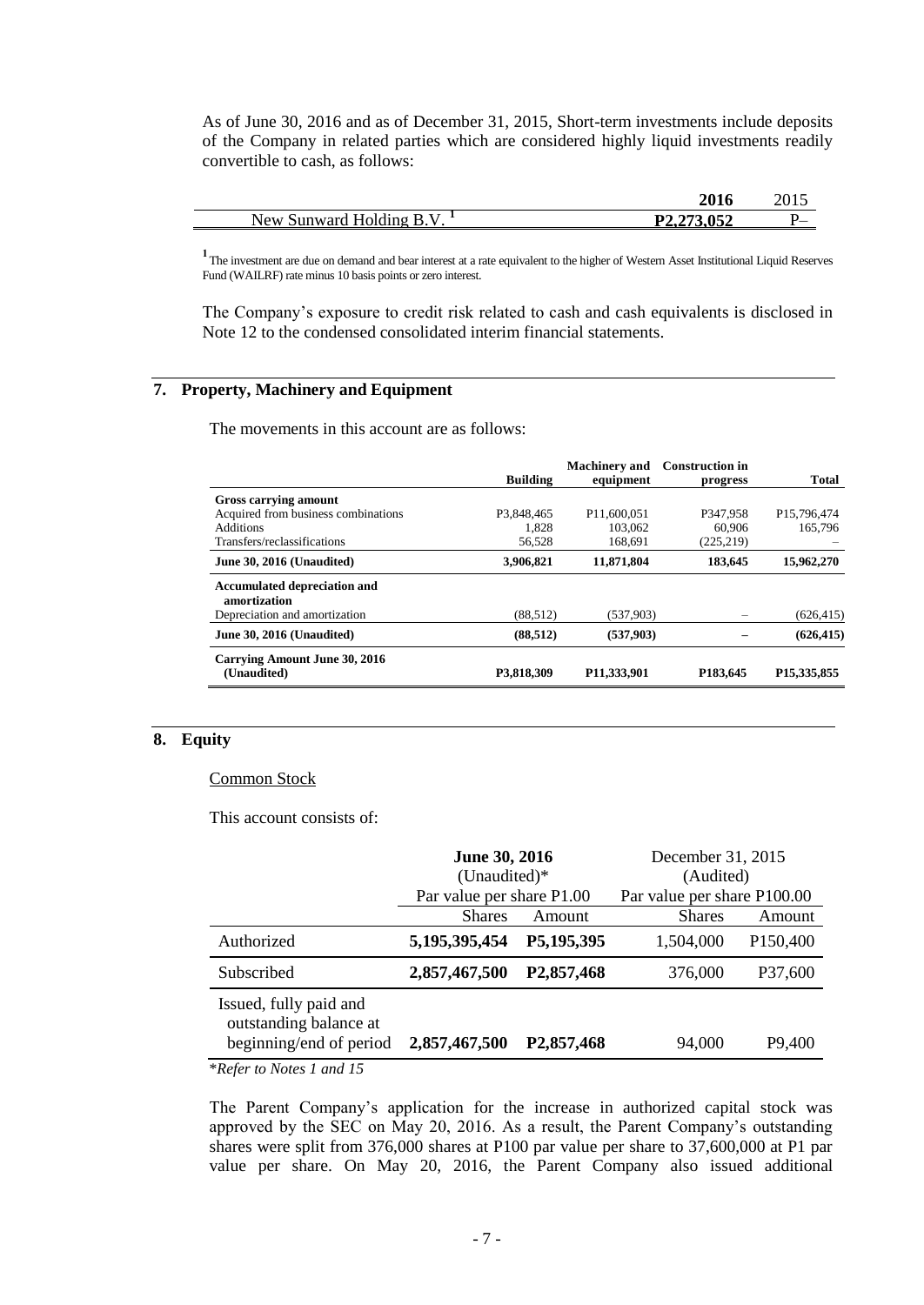As of June 30, 2016 and as of December 31, 2015, Short-term investments include deposits of the Company in related parties which are considered highly liquid investments readily convertible to cash, as follows:

| | 2016 | 2015 |
|---|---|---|
| New Sunward Holding B.V. [1] | **P2,273,052** | P– |

[1] The investment are due on demand and bear interest at a rate equivalent to the higher of Western Asset Institutional Liquid Reserves Fund (WAILRF) rate minus 10 basis points or zero interest.

The Company's exposure to credit risk related to cash and cash equivalents is disclosed in Note 12 to the condensed consolidated interim financial statements.

## 7. Property, Machinery and Equipment

The movements in this account are as follows:

| | Building | Machinery and equipment | Construction in progress | Total |
|---|---|---|---|---|
| **Gross carrying amount** | | | | |
| Acquired from business combinations | P3,848,465 | P11,600,051 | P347,958 | P15,796,474 |
| Additions | 1,828 | 103,062 | 60,906 | 165,796 |
| Transfers/reclassifications | 56,528 | 168,691 | (225,219) | – |
| **June 30, 2016 (Unaudited)** | **3,906,821** | **11,871,804** | **183,645** | **15,962,270** |
| **Accumulated depreciation and amortization** | | | | |
| Depreciation and amortization | (88,512) | (537,903) | – | (626,415) |
| **June 30, 2016 (Unaudited)** | **(88,512)** | **(537,903)** | **–** | **(626,415)** |
| **Carrying Amount June 30, 2016 (Unaudited)** | **P3,818,309** | **P11,333,901** | **P183,645** | **P15,335,855** |

## 8. Equity

Common Stock

This account consists of:

| | **June 30, 2016** (Unaudited)* | | December 31, 2015 (Audited) | |
|---|---|---|---|---|
| | Par value per share P1.00 | | Par value per share P100.00 | |
| | Shares | Amount | Shares | Amount |
| Authorized | **5,195,395,454** | **P5,195,395** | 1,504,000 | P150,400 |
| Subscribed | **2,857,467,500** | **P2,857,468** | 376,000 | P37,600 |
| Issued, fully paid and outstanding balance at beginning/end of period | **2,857,467,500** | **P2,857,468** | 94,000 | P9,400 |

*\*Refer to Notes 1 and 15*

The Parent Company's application for the increase in authorized capital stock was approved by the SEC on May 20, 2016. As a result, the Parent Company's outstanding shares were split from 376,000 shares at P100 par value per share to 37,600,000 at P1 par value per share. On May 20, 2016, the Parent Company also issued additional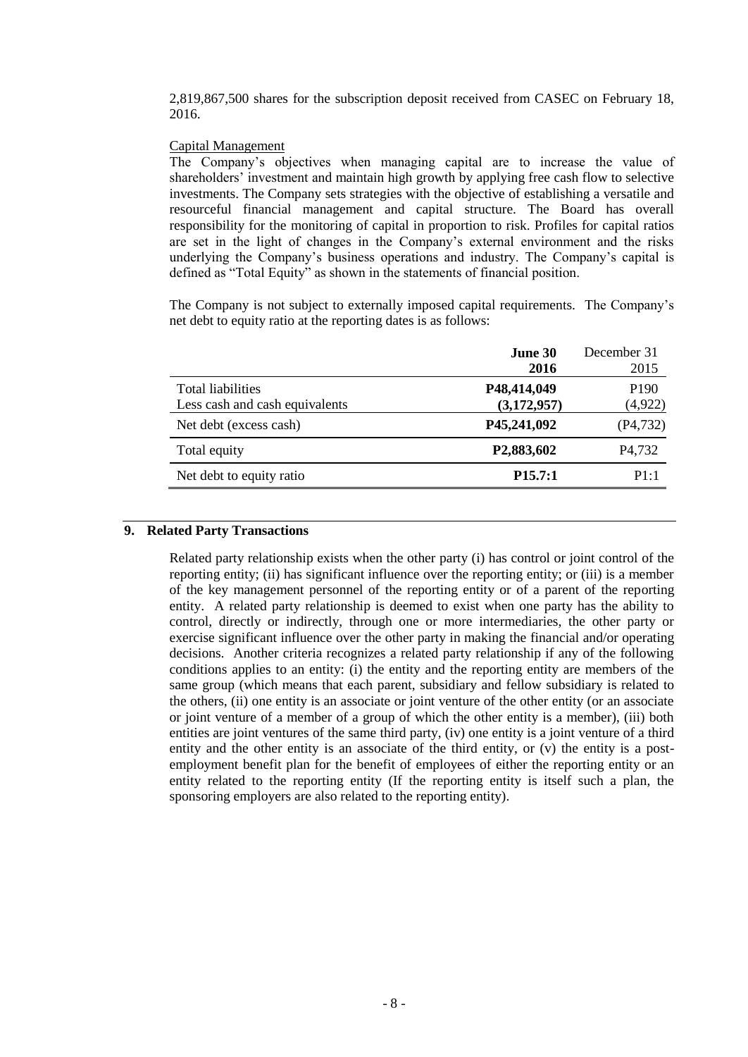2,819,867,500 shares for the subscription deposit received from CASEC on February 18, 2016.

Capital Management

The Company's objectives when managing capital are to increase the value of shareholders' investment and maintain high growth by applying free cash flow to selective investments. The Company sets strategies with the objective of establishing a versatile and resourceful financial management and capital structure. The Board has overall responsibility for the monitoring of capital in proportion to risk. Profiles for capital ratios are set in the light of changes in the Company's external environment and the risks underlying the Company's business operations and industry. The Company's capital is defined as "Total Equity" as shown in the statements of financial position.

The Company is not subject to externally imposed capital requirements. The Company's net debt to equity ratio at the reporting dates is as follows:

| | **June 30 2016** | December 31 2015 |
|---|---|---|
| Total liabilities | **P48,414,049** | P190 |
| Less cash and cash equivalents | **(3,172,957)** | (4,922) |
| Net debt (excess cash) | **P45,241,092** | (P4,732) |
| Total equity | **P2,883,602** | P4,732 |
| Net debt to equity ratio | **P15.7:1** | P1:1 |

## 9. Related Party Transactions

Related party relationship exists when the other party (i) has control or joint control of the reporting entity; (ii) has significant influence over the reporting entity; or (iii) is a member of the key management personnel of the reporting entity or of a parent of the reporting entity. A related party relationship is deemed to exist when one party has the ability to control, directly or indirectly, through one or more intermediaries, the other party or exercise significant influence over the other party in making the financial and/or operating decisions. Another criteria recognizes a related party relationship if any of the following conditions applies to an entity: (i) the entity and the reporting entity are members of the same group (which means that each parent, subsidiary and fellow subsidiary is related to the others, (ii) one entity is an associate or joint venture of the other entity (or an associate or joint venture of a member of a group of which the other entity is a member), (iii) both entities are joint ventures of the same third party, (iv) one entity is a joint venture of a third entity and the other entity is an associate of the third entity, or (v) the entity is a post-employment benefit plan for the benefit of employees of either the reporting entity or an entity related to the reporting entity (If the reporting entity is itself such a plan, the sponsoring employers are also related to the reporting entity).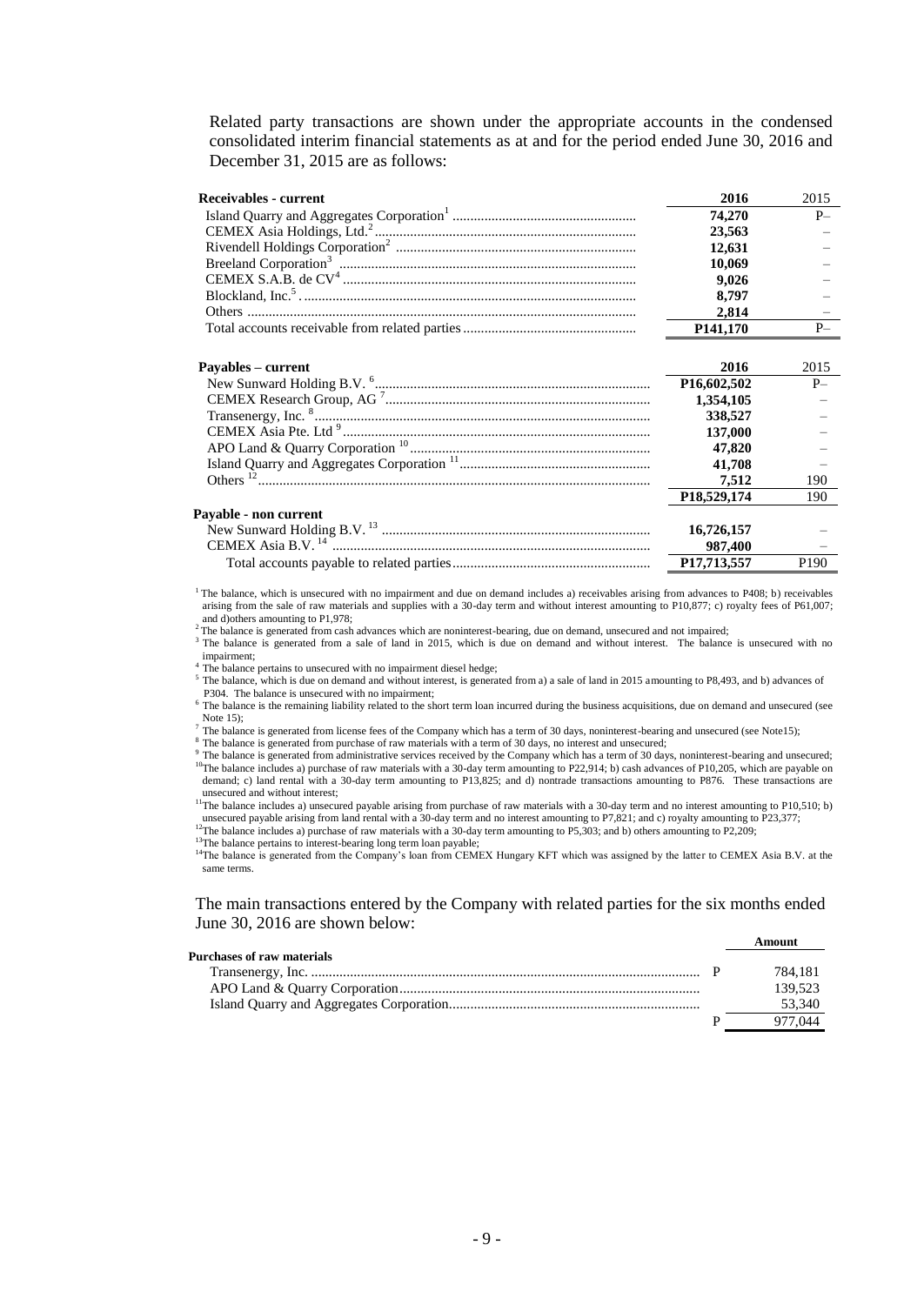Related party transactions are shown under the appropriate accounts in the condensed consolidated interim financial statements as at and for the period ended June 30, 2016 and December 31, 2015 are as follows:

| **Receivables - current** | **2016** | 2015 |
|---|---|---|
| Island Quarry and Aggregates Corporation[1] | **74,270** | P– |
| CEMEX Asia Holdings, Ltd.[2] | **23,563** | – |
| Rivendell Holdings Corporation[2] | **12,631** | – |
| Breeland Corporation[3] | **10,069** | – |
| CEMEX S.A.B. de CV[4] | **9,026** | – |
| Blockland, Inc.[5] | **8,797** | – |
| Others | **2,814** | – |
| Total accounts receivable from related parties | **P141,170** | P– |

| **Payables – current** | **2016** | 2015 |
|---|---|---|
| New Sunward Holding B.V. [6] | **P16,602,502** | P– |
| CEMEX Research Group, AG [7] | **1,354,105** | – |
| Transenergy, Inc. [8] | **338,527** | – |
| CEMEX Asia Pte. Ltd [9] | **137,000** | – |
| APO Land & Quarry Corporation [10] | **47,820** | – |
| Island Quarry and Aggregates Corporation [11] | **41,708** | – |
| Others [12] | **7,512** | 190 |
| | **P18,529,174** | 190 |
| **Payable - non current** | | |
| New Sunward Holding B.V. [13] | **16,726,157** | – |
| CEMEX Asia B.V. [14] | **987,400** | – |
| Total accounts payable to related parties | **P17,713,557** | P190 |

[1] The balance, which is unsecured with no impairment and due on demand includes a) receivables arising from advances to P408; b) receivables arising from the sale of raw materials and supplies with a 30-day term and without interest amounting to P10,877; c) royalty fees of P61,007; and d)others amounting to P1,978;

[2] The balance is generated from cash advances which are noninterest-bearing, due on demand, unsecured and not impaired;

[3] The balance is generated from a sale of land in 2015, which is due on demand and without interest. The balance is unsecured with no impairment;

[4] The balance pertains to unsecured with no impairment diesel hedge;

[5] The balance, which is due on demand and without interest, is generated from a) a sale of land in 2015 amounting to P8,493, and b) advances of P304. The balance is unsecured with no impairment;

[6] The balance is the remaining liability related to the short term loan incurred during the business acquisitions, due on demand and unsecured (see Note 15);

[7] The balance is generated from license fees of the Company which has a term of 30 days, noninterest-bearing and unsecured (see Note15);

[8] The balance is generated from purchase of raw materials with a term of 30 days, no interest and unsecured;

[9] The balance is generated from administrative services received by the Company which has a term of 30 days, noninterest-bearing and unsecured;

[10] The balance includes a) purchase of raw materials with a 30-day term amounting to P22,914; b) cash advances of P10,205, which are payable on demand; c) land rental with a 30-day term amounting to P13,825; and d) nontrade transactions amounting to P876. These transactions are unsecured and without interest;

[11] The balance includes a) unsecured payable arising from purchase of raw materials with a 30-day term and no interest amounting to P10,510; b) unsecured payable arising from land rental with a 30-day term and no interest amounting to P7,821; and c) royalty amounting to P23,377;

[12] The balance includes a) purchase of raw materials with a 30-day term amounting to P5,303; and b) others amounting to P2,209;

[13] The balance pertains to interest-bearing long term loan payable;

[14] The balance is generated from the Company's loan from CEMEX Hungary KFT which was assigned by the latter to CEMEX Asia B.V. at the same terms.

The main transactions entered by the Company with related parties for the six months ended June 30, 2016 are shown below:

| | | **Amount** |
|---|---|---|
| **Purchases of raw materials** | | |
| Transenergy, Inc. | P | 784,181 |
| APO Land & Quarry Corporation | | 139,523 |
| Island Quarry and Aggregates Corporation | | 53,340 |
| | P | 977,044 |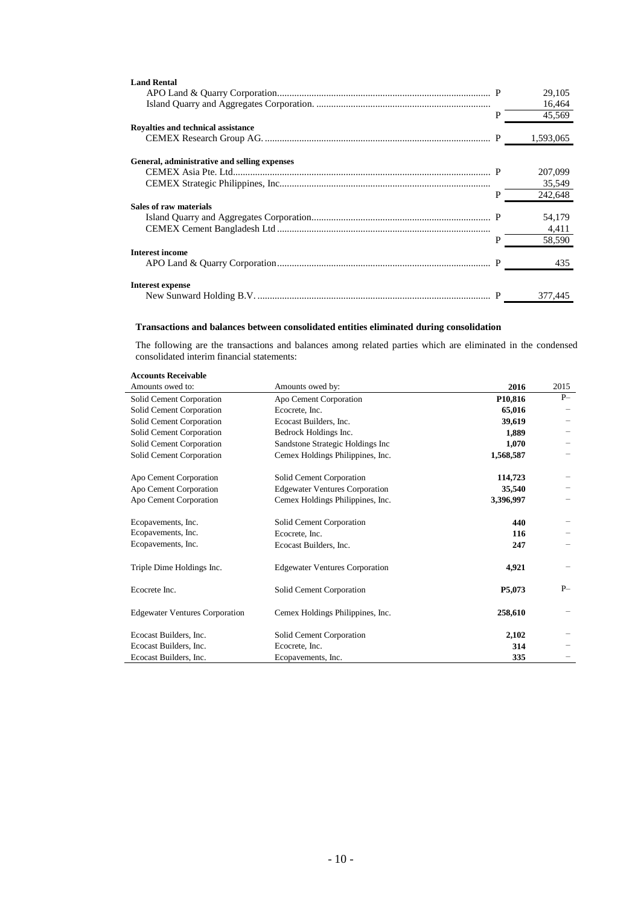| | | |
|---|---|---|
| **Land Rental** | | |
| APO Land & Quarry Corporation | P | 29,105 |
| Island Quarry and Aggregates Corporation. | | 16,464 |
| | P | 45,569 |
| **Royalties and technical assistance** | | |
| CEMEX Research Group AG. | P | 1,593,065 |
| **General, administrative and selling expenses** | | |
| CEMEX Asia Pte. Ltd. | P | 207,099 |
| CEMEX Strategic Philippines, Inc. | | 35,549 |
| | P | 242,648 |
| **Sales of raw materials** | | |
| Island Quarry and Aggregates Corporation | P | 54,179 |
| CEMEX Cement Bangladesh Ltd | | 4,411 |
| | P | 58,590 |
| **Interest income** | | |
| APO Land & Quarry Corporation | P | 435 |
| **Interest expense** | | |
| New Sunward Holding B.V. | P | 377,445 |

**Transactions and balances between consolidated entities eliminated during consolidation**

The following are the transactions and balances among related parties which are eliminated in the condensed consolidated interim financial statements:

**Accounts Receivable**

| Amounts owed to: | Amounts owed by: | 2016 | 2015 |
|---|---|---|---|
| Solid Cement Corporation | Apo Cement Corporation | **P10,816** | P– |
| Solid Cement Corporation | Ecocrete, Inc. | **65,016** | – |
| Solid Cement Corporation | Ecocast Builders, Inc. | **39,619** | – |
| Solid Cement Corporation | Bedrock Holdings Inc. | **1,889** | – |
| Solid Cement Corporation | Sandstone Strategic Holdings Inc | **1,070** | – |
| Solid Cement Corporation | Cemex Holdings Philippines, Inc. | **1,568,587** | – |
| Apo Cement Corporation | Solid Cement Corporation | **114,723** | – |
| Apo Cement Corporation | Edgewater Ventures Corporation | **35,540** | – |
| Apo Cement Corporation | Cemex Holdings Philippines, Inc. | **3,396,997** | – |
| Ecopavements, Inc. | Solid Cement Corporation | **440** | – |
| Ecopavements, Inc. | Ecocrete, Inc. | **116** | – |
| Ecopavements, Inc. | Ecocast Builders, Inc. | **247** | – |
| Triple Dime Holdings Inc. | Edgewater Ventures Corporation | **4,921** | – |
| Ecocrete Inc. | Solid Cement Corporation | **P5,073** | P– |
| Edgewater Ventures Corporation | Cemex Holdings Philippines, Inc. | **258,610** | – |
| Ecocast Builders, Inc. | Solid Cement Corporation | **2,102** | – |
| Ecocast Builders, Inc. | Ecocrete, Inc. | **314** | – |
| Ecocast Builders, Inc. | Ecopavements, Inc. | **335** | – |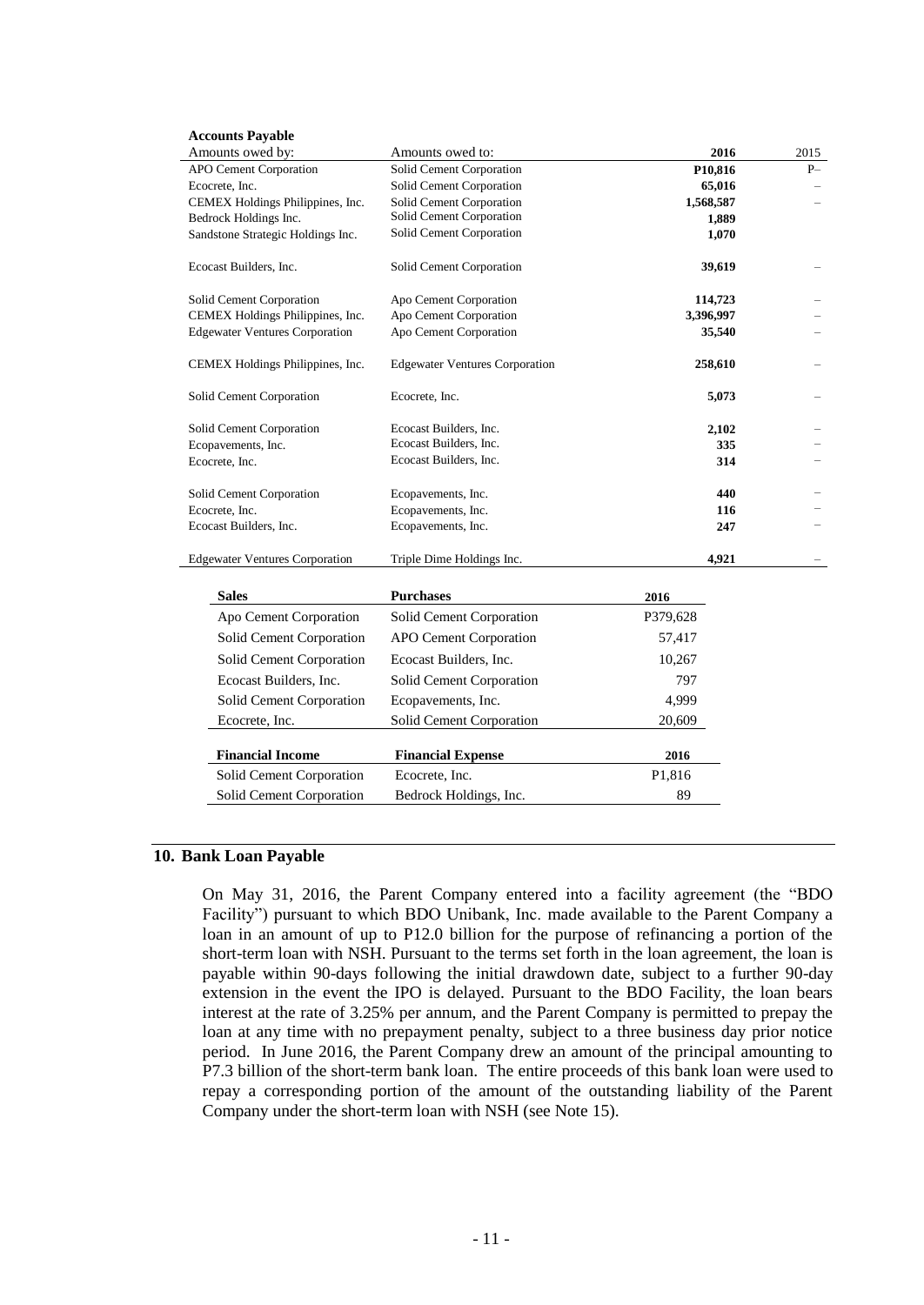**Accounts Payable**

| Amounts owed by: | Amounts owed to: | 2016 | 2015 |
|---|---|---|---|
| APO Cement Corporation | Solid Cement Corporation | **P10,816** | P– |
| Ecocrete, Inc. | Solid Cement Corporation | **65,016** | – |
| CEMEX Holdings Philippines, Inc. | Solid Cement Corporation | **1,568,587** | – |
| Bedrock Holdings Inc. | Solid Cement Corporation | **1,889** | |
| Sandstone Strategic Holdings Inc. | Solid Cement Corporation | **1,070** | |
| Ecocast Builders, Inc. | Solid Cement Corporation | **39,619** | – |
| Solid Cement Corporation | Apo Cement Corporation | **114,723** | – |
| CEMEX Holdings Philippines, Inc. | Apo Cement Corporation | **3,396,997** | – |
| Edgewater Ventures Corporation | Apo Cement Corporation | **35,540** | – |
| CEMEX Holdings Philippines, Inc. | Edgewater Ventures Corporation | **258,610** | – |
| Solid Cement Corporation | Ecocrete, Inc. | **5,073** | – |
| Solid Cement Corporation | Ecocast Builders, Inc. | **2,102** | – |
| Ecopavements, Inc. | Ecocast Builders, Inc. | **335** | – |
| Ecocrete, Inc. | Ecocast Builders, Inc. | **314** | – |
| Solid Cement Corporation | Ecopavements, Inc. | **440** | – |
| Ecocrete, Inc. | Ecopavements, Inc. | **116** | – |
| Ecocast Builders, Inc. | Ecopavements, Inc. | **247** | – |
| Edgewater Ventures Corporation | Triple Dime Holdings Inc. | **4,921** | – |

| Sales | Purchases | 2016 |
|---|---|---|
| Apo Cement Corporation | Solid Cement Corporation | P379,628 |
| Solid Cement Corporation | APO Cement Corporation | 57,417 |
| Solid Cement Corporation | Ecocast Builders, Inc. | 10,267 |
| Ecocast Builders, Inc. | Solid Cement Corporation | 797 |
| Solid Cement Corporation | Ecopavements, Inc. | 4,999 |
| Ecocrete, Inc. | Solid Cement Corporation | 20,609 |

| Financial Income | Financial Expense | 2016 |
|---|---|---|
| Solid Cement Corporation | Ecocrete, Inc. | P1,816 |
| Solid Cement Corporation | Bedrock Holdings, Inc. | 89 |

## 10. Bank Loan Payable

On May 31, 2016, the Parent Company entered into a facility agreement (the "BDO Facility") pursuant to which BDO Unibank, Inc. made available to the Parent Company a loan in an amount of up to P12.0 billion for the purpose of refinancing a portion of the short-term loan with NSH. Pursuant to the terms set forth in the loan agreement, the loan is payable within 90-days following the initial drawdown date, subject to a further 90-day extension in the event the IPO is delayed. Pursuant to the BDO Facility, the loan bears interest at the rate of 3.25% per annum, and the Parent Company is permitted to prepay the loan at any time with no prepayment penalty, subject to a three business day prior notice period. In June 2016, the Parent Company drew an amount of the principal amounting to P7.3 billion of the short-term bank loan. The entire proceeds of this bank loan were used to repay a corresponding portion of the amount of the outstanding liability of the Parent Company under the short-term loan with NSH (see Note 15).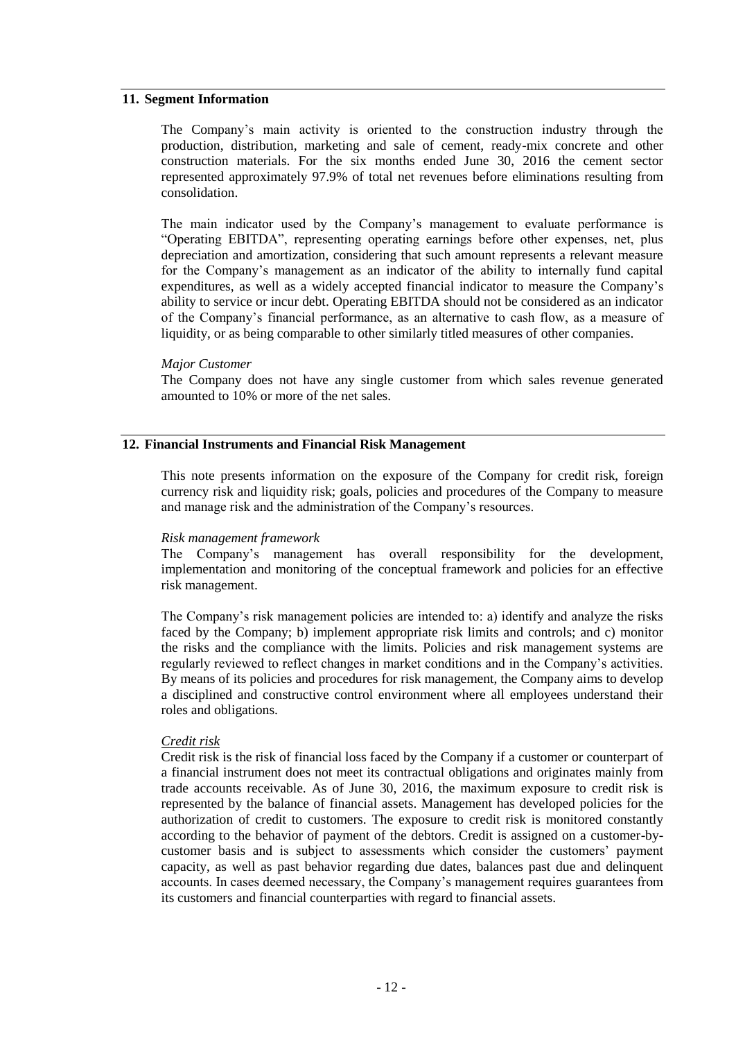## 11. Segment Information

The Company's main activity is oriented to the construction industry through the production, distribution, marketing and sale of cement, ready-mix concrete and other construction materials. For the six months ended June 30, 2016 the cement sector represented approximately 97.9% of total net revenues before eliminations resulting from consolidation.

The main indicator used by the Company's management to evaluate performance is "Operating EBITDA", representing operating earnings before other expenses, net, plus depreciation and amortization, considering that such amount represents a relevant measure for the Company's management as an indicator of the ability to internally fund capital expenditures, as well as a widely accepted financial indicator to measure the Company's ability to service or incur debt. Operating EBITDA should not be considered as an indicator of the Company's financial performance, as an alternative to cash flow, as a measure of liquidity, or as being comparable to other similarly titled measures of other companies.

*Major Customer*

The Company does not have any single customer from which sales revenue generated amounted to 10% or more of the net sales.

## 12. Financial Instruments and Financial Risk Management

This note presents information on the exposure of the Company for credit risk, foreign currency risk and liquidity risk; goals, policies and procedures of the Company to measure and manage risk and the administration of the Company's resources.

*Risk management framework*

The Company's management has overall responsibility for the development, implementation and monitoring of the conceptual framework and policies for an effective risk management.

The Company's risk management policies are intended to: a) identify and analyze the risks faced by the Company; b) implement appropriate risk limits and controls; and c) monitor the risks and the compliance with the limits. Policies and risk management systems are regularly reviewed to reflect changes in market conditions and in the Company's activities. By means of its policies and procedures for risk management, the Company aims to develop a disciplined and constructive control environment where all employees understand their roles and obligations.

*Credit risk*

Credit risk is the risk of financial loss faced by the Company if a customer or counterpart of a financial instrument does not meet its contractual obligations and originates mainly from trade accounts receivable. As of June 30, 2016, the maximum exposure to credit risk is represented by the balance of financial assets. Management has developed policies for the authorization of credit to customers. The exposure to credit risk is monitored constantly according to the behavior of payment of the debtors. Credit is assigned on a customer-by-customer basis and is subject to assessments which consider the customers' payment capacity, as well as past behavior regarding due dates, balances past due and delinquent accounts. In cases deemed necessary, the Company's management requires guarantees from its customers and financial counterparties with regard to financial assets.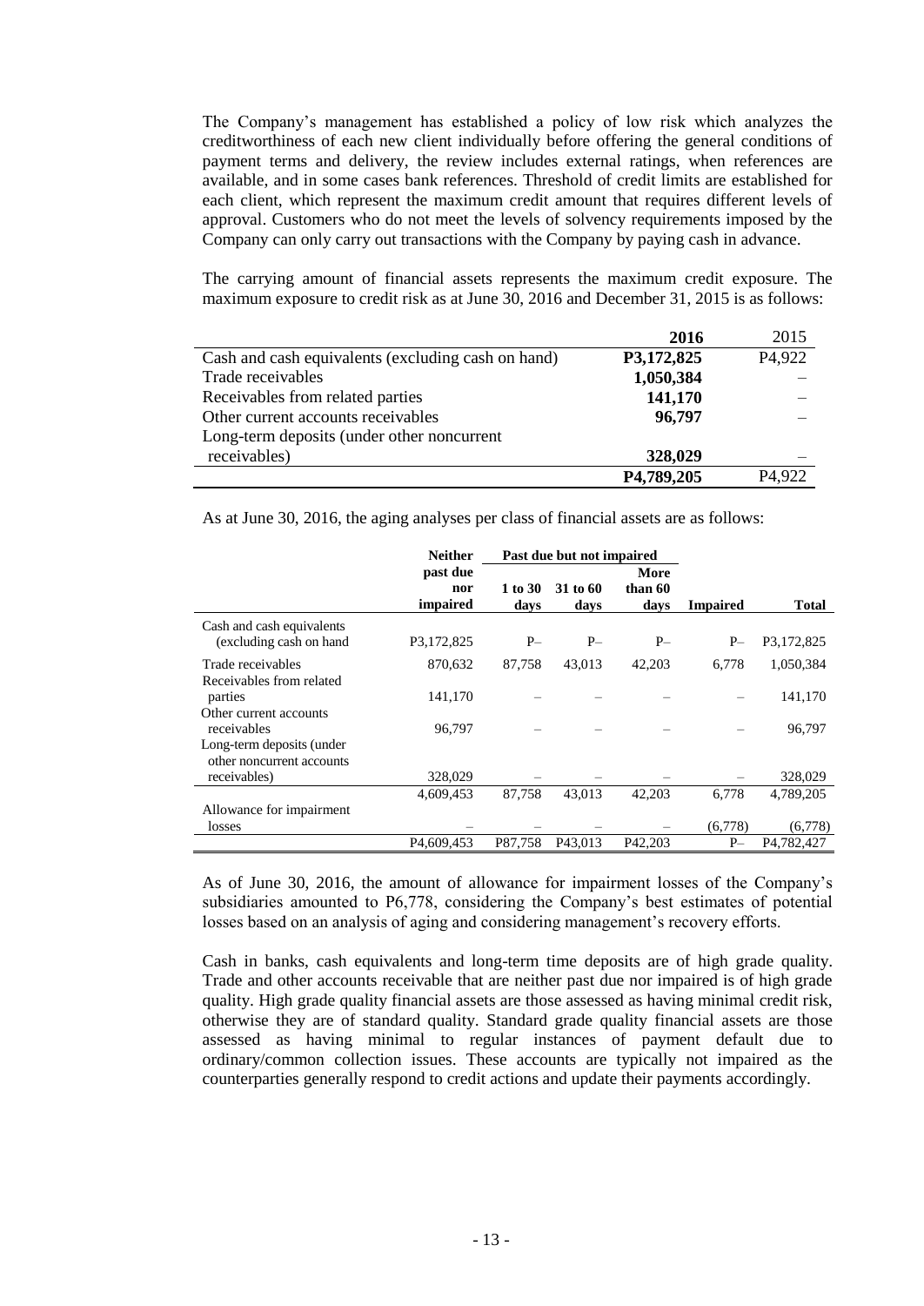The Company's management has established a policy of low risk which analyzes the creditworthiness of each new client individually before offering the general conditions of payment terms and delivery, the review includes external ratings, when references are available, and in some cases bank references. Threshold of credit limits are established for each client, which represent the maximum credit amount that requires different levels of approval. Customers who do not meet the levels of solvency requirements imposed by the Company can only carry out transactions with the Company by paying cash in advance.

The carrying amount of financial assets represents the maximum credit exposure. The maximum exposure to credit risk as at June 30, 2016 and December 31, 2015 is as follows:

| | **2016** | 2015 |
|---|---|---|
| Cash and cash equivalents (excluding cash on hand) | **P3,172,825** | P4,922 |
| Trade receivables | **1,050,384** | – |
| Receivables from related parties | **141,170** | – |
| Other current accounts receivables | **96,797** | – |
| Long-term deposits (under other noncurrent receivables) | **328,029** | – |
| | **P4,789,205** | P4,922 |

As at June 30, 2016, the aging analyses per class of financial assets are as follows:

| | **Neither past due nor impaired** | **Past due but not impaired** | | | **Impaired** | **Total** |
|---|---|---|---|---|---|---|
| | | **1 to 30 days** | **31 to 60 days** | **More than 60 days** | | |
| Cash and cash equivalents (excluding cash on hand | P3,172,825 | P– | P– | P– | P– | P3,172,825 |
| Trade receivables | 870,632 | 87,758 | 43,013 | 42,203 | 6,778 | 1,050,384 |
| Receivables from related parties | 141,170 | – | – | – | – | 141,170 |
| Other current accounts receivables | 96,797 | – | – | – | – | 96,797 |
| Long-term deposits (under other noncurrent accounts receivables) | 328,029 | – | – | – | – | 328,029 |
| | 4,609,453 | 87,758 | 43,013 | 42,203 | 6,778 | 4,789,205 |
| Allowance for impairment losses | – | – | – | – | (6,778) | (6,778) |
| | P4,609,453 | P87,758 | P43,013 | P42,203 | P– | P4,782,427 |

As of June 30, 2016, the amount of allowance for impairment losses of the Company's subsidiaries amounted to P6,778, considering the Company's best estimates of potential losses based on an analysis of aging and considering management's recovery efforts.

Cash in banks, cash equivalents and long-term time deposits are of high grade quality. Trade and other accounts receivable that are neither past due nor impaired is of high grade quality. High grade quality financial assets are those assessed as having minimal credit risk, otherwise they are of standard quality. Standard grade quality financial assets are those assessed as having minimal to regular instances of payment default due to ordinary/common collection issues. These accounts are typically not impaired as the counterparties generally respond to credit actions and update their payments accordingly.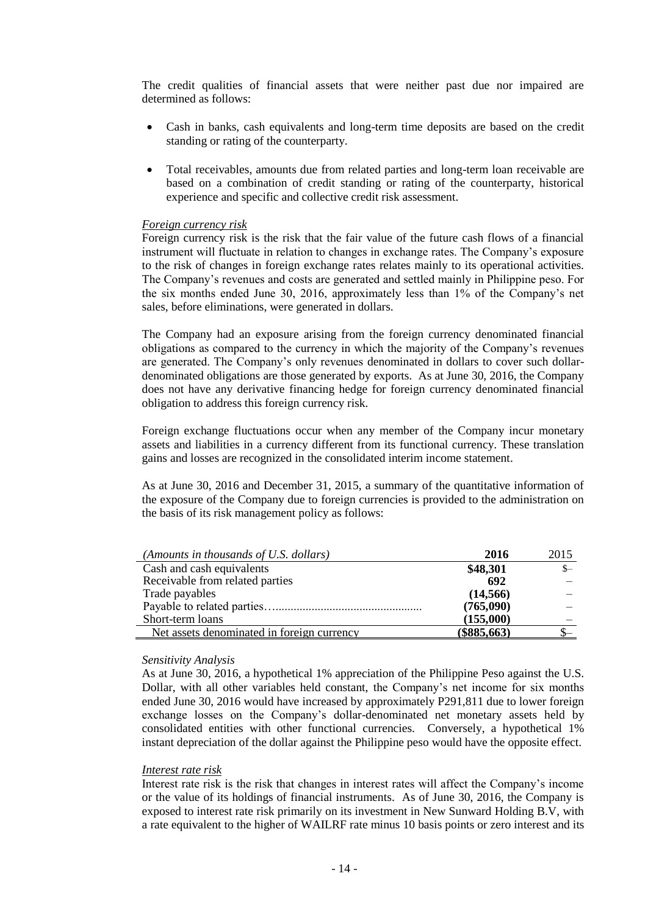The credit qualities of financial assets that were neither past due nor impaired are determined as follows:

- Cash in banks, cash equivalents and long-term time deposits are based on the credit standing or rating of the counterparty.
- Total receivables, amounts due from related parties and long-term loan receivable are based on a combination of credit standing or rating of the counterparty, historical experience and specific and collective credit risk assessment.

*Foreign currency risk*

Foreign currency risk is the risk that the fair value of the future cash flows of a financial instrument will fluctuate in relation to changes in exchange rates. The Company's exposure to the risk of changes in foreign exchange rates relates mainly to its operational activities. The Company's revenues and costs are generated and settled mainly in Philippine peso. For the six months ended June 30, 2016, approximately less than 1% of the Company's net sales, before eliminations, were generated in dollars.

The Company had an exposure arising from the foreign currency denominated financial obligations as compared to the currency in which the majority of the Company's revenues are generated. The Company's only revenues denominated in dollars to cover such dollar-denominated obligations are those generated by exports. As at June 30, 2016, the Company does not have any derivative financing hedge for foreign currency denominated financial obligation to address this foreign currency risk.

Foreign exchange fluctuations occur when any member of the Company incur monetary assets and liabilities in a currency different from its functional currency. These translation gains and losses are recognized in the consolidated interim income statement.

As at June 30, 2016 and December 31, 2015, a summary of the quantitative information of the exposure of the Company due to foreign currencies is provided to the administration on the basis of its risk management policy as follows:

| *(Amounts in thousands of U.S. dollars)* | **2016** | 2015 |
|---|---|---|
| Cash and cash equivalents | **$48,301** | $– |
| Receivable from related parties | **692** | – |
| Trade payables | **(14,566)** | – |
| Payable to related parties | **(765,090)** | – |
| Short-term loans | **(155,000)** | – |
| Net assets denominated in foreign currency | **($885,663)** | $– |

*Sensitivity Analysis*

As at June 30, 2016, a hypothetical 1% appreciation of the Philippine Peso against the U.S. Dollar, with all other variables held constant, the Company's net income for six months ended June 30, 2016 would have increased by approximately P291,811 due to lower foreign exchange losses on the Company's dollar-denominated net monetary assets held by consolidated entities with other functional currencies. Conversely, a hypothetical 1% instant depreciation of the dollar against the Philippine peso would have the opposite effect.

*Interest rate risk*

Interest rate risk is the risk that changes in interest rates will affect the Company's income or the value of its holdings of financial instruments. As of June 30, 2016, the Company is exposed to interest rate risk primarily on its investment in New Sunward Holding B.V, with a rate equivalent to the higher of WAILRF rate minus 10 basis points or zero interest and its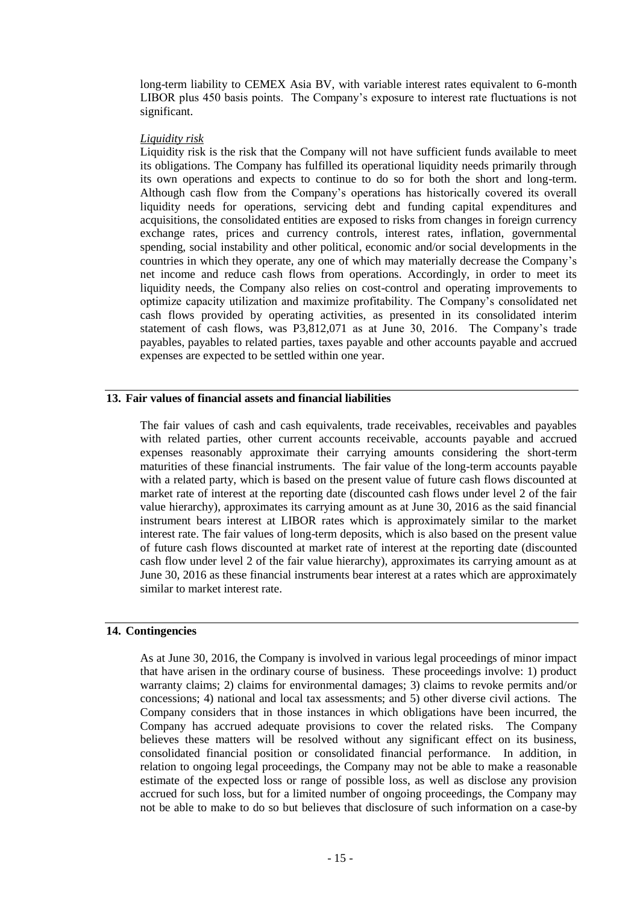long-term liability to CEMEX Asia BV, with variable interest rates equivalent to 6-month LIBOR plus 450 basis points. The Company's exposure to interest rate fluctuations is not significant.

*Liquidity risk*

Liquidity risk is the risk that the Company will not have sufficient funds available to meet its obligations. The Company has fulfilled its operational liquidity needs primarily through its own operations and expects to continue to do so for both the short and long-term. Although cash flow from the Company's operations has historically covered its overall liquidity needs for operations, servicing debt and funding capital expenditures and acquisitions, the consolidated entities are exposed to risks from changes in foreign currency exchange rates, prices and currency controls, interest rates, inflation, governmental spending, social instability and other political, economic and/or social developments in the countries in which they operate, any one of which may materially decrease the Company's net income and reduce cash flows from operations. Accordingly, in order to meet its liquidity needs, the Company also relies on cost-control and operating improvements to optimize capacity utilization and maximize profitability. The Company's consolidated net cash flows provided by operating activities, as presented in its consolidated interim statement of cash flows, was P3,812,071 as at June 30, 2016. The Company's trade payables, payables to related parties, taxes payable and other accounts payable and accrued expenses are expected to be settled within one year.

## 13. Fair values of financial assets and financial liabilities

The fair values of cash and cash equivalents, trade receivables, receivables and payables with related parties, other current accounts receivable, accounts payable and accrued expenses reasonably approximate their carrying amounts considering the short-term maturities of these financial instruments. The fair value of the long-term accounts payable with a related party, which is based on the present value of future cash flows discounted at market rate of interest at the reporting date (discounted cash flows under level 2 of the fair value hierarchy), approximates its carrying amount as at June 30, 2016 as the said financial instrument bears interest at LIBOR rates which is approximately similar to the market interest rate. The fair values of long-term deposits, which is also based on the present value of future cash flows discounted at market rate of interest at the reporting date (discounted cash flow under level 2 of the fair value hierarchy), approximates its carrying amount as at June 30, 2016 as these financial instruments bear interest at a rates which are approximately similar to market interest rate.

## 14. Contingencies

As at June 30, 2016, the Company is involved in various legal proceedings of minor impact that have arisen in the ordinary course of business. These proceedings involve: 1) product warranty claims; 2) claims for environmental damages; 3) claims to revoke permits and/or concessions; 4) national and local tax assessments; and 5) other diverse civil actions. The Company considers that in those instances in which obligations have been incurred, the Company has accrued adequate provisions to cover the related risks. The Company believes these matters will be resolved without any significant effect on its business, consolidated financial position or consolidated financial performance. In addition, in relation to ongoing legal proceedings, the Company may not be able to make a reasonable estimate of the expected loss or range of possible loss, as well as disclose any provision accrued for such loss, but for a limited number of ongoing proceedings, the Company may not be able to make to do so but believes that disclosure of such information on a case-by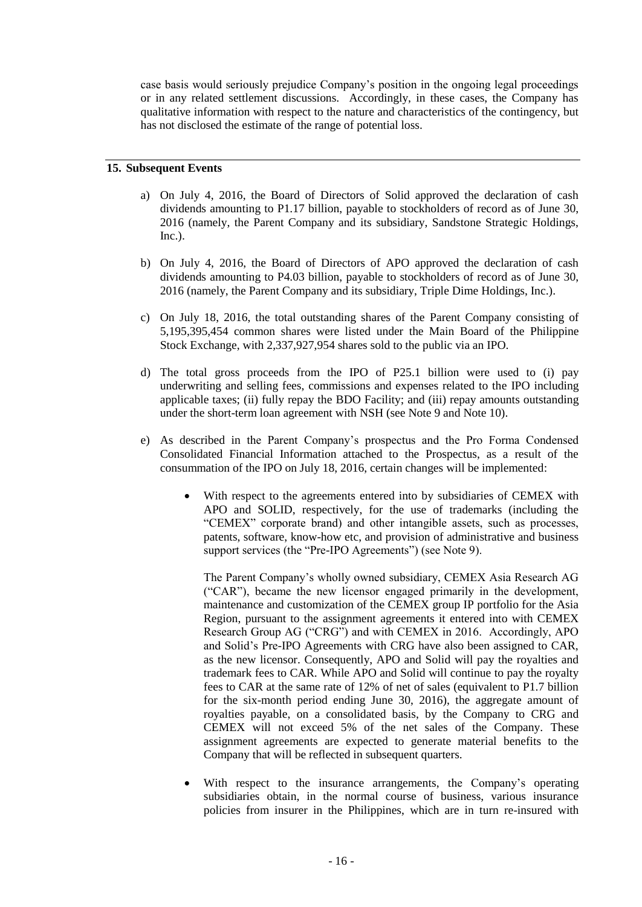case basis would seriously prejudice Company's position in the ongoing legal proceedings or in any related settlement discussions. Accordingly, in these cases, the Company has qualitative information with respect to the nature and characteristics of the contingency, but has not disclosed the estimate of the range of potential loss.

## 15. Subsequent Events

a) On July 4, 2016, the Board of Directors of Solid approved the declaration of cash dividends amounting to P1.17 billion, payable to stockholders of record as of June 30, 2016 (namely, the Parent Company and its subsidiary, Sandstone Strategic Holdings, Inc.).

b) On July 4, 2016, the Board of Directors of APO approved the declaration of cash dividends amounting to P4.03 billion, payable to stockholders of record as of June 30, 2016 (namely, the Parent Company and its subsidiary, Triple Dime Holdings, Inc.).

c) On July 18, 2016, the total outstanding shares of the Parent Company consisting of 5,195,395,454 common shares were listed under the Main Board of the Philippine Stock Exchange, with 2,337,927,954 shares sold to the public via an IPO.

d) The total gross proceeds from the IPO of P25.1 billion were used to (i) pay underwriting and selling fees, commissions and expenses related to the IPO including applicable taxes; (ii) fully repay the BDO Facility; and (iii) repay amounts outstanding under the short-term loan agreement with NSH (see Note 9 and Note 10).

e) As described in the Parent Company's prospectus and the Pro Forma Condensed Consolidated Financial Information attached to the Prospectus, as a result of the consummation of the IPO on July 18, 2016, certain changes will be implemented:

- With respect to the agreements entered into by subsidiaries of CEMEX with APO and SOLID, respectively, for the use of trademarks (including the "CEMEX" corporate brand) and other intangible assets, such as processes, patents, software, know-how etc, and provision of administrative and business support services (the "Pre-IPO Agreements") (see Note 9).

  The Parent Company's wholly owned subsidiary, CEMEX Asia Research AG ("CAR"), became the new licensor engaged primarily in the development, maintenance and customization of the CEMEX group IP portfolio for the Asia Region, pursuant to the assignment agreements it entered into with CEMEX Research Group AG ("CRG") and with CEMEX in 2016. Accordingly, APO and Solid's Pre-IPO Agreements with CRG have also been assigned to CAR, as the new licensor. Consequently, APO and Solid will pay the royalties and trademark fees to CAR. While APO and Solid will continue to pay the royalty fees to CAR at the same rate of 12% of net of sales (equivalent to P1.7 billion for the six-month period ending June 30, 2016), the aggregate amount of royalties payable, on a consolidated basis, by the Company to CRG and CEMEX will not exceed 5% of the net sales of the Company. These assignment agreements are expected to generate material benefits to the Company that will be reflected in subsequent quarters.

- With respect to the insurance arrangements, the Company's operating subsidiaries obtain, in the normal course of business, various insurance policies from insurer in the Philippines, which are in turn re-insured with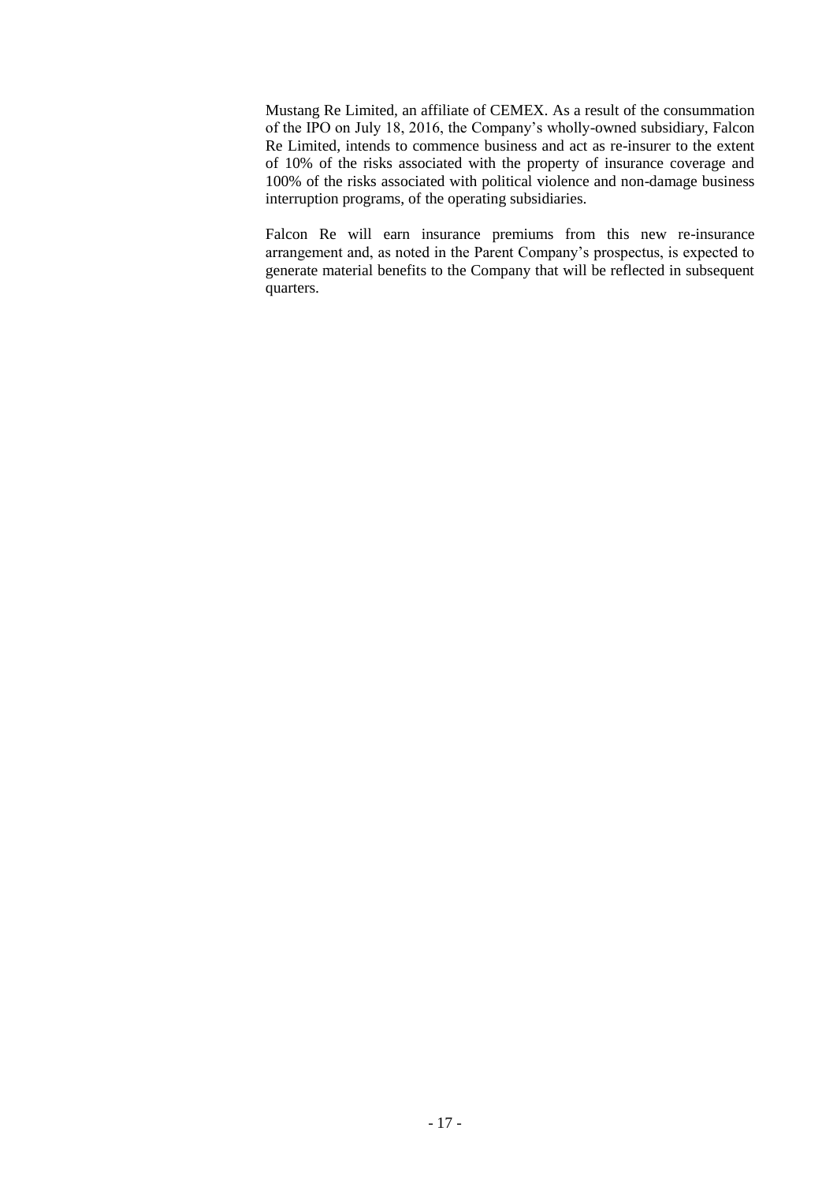Mustang Re Limited, an affiliate of CEMEX. As a result of the consummation of the IPO on July 18, 2016, the Company's wholly-owned subsidiary, Falcon Re Limited, intends to commence business and act as re-insurer to the extent of 10% of the risks associated with the property of insurance coverage and 100% of the risks associated with political violence and non-damage business interruption programs, of the operating subsidiaries.

Falcon Re will earn insurance premiums from this new re-insurance arrangement and, as noted in the Parent Company's prospectus, is expected to generate material benefits to the Company that will be reflected in subsequent quarters.